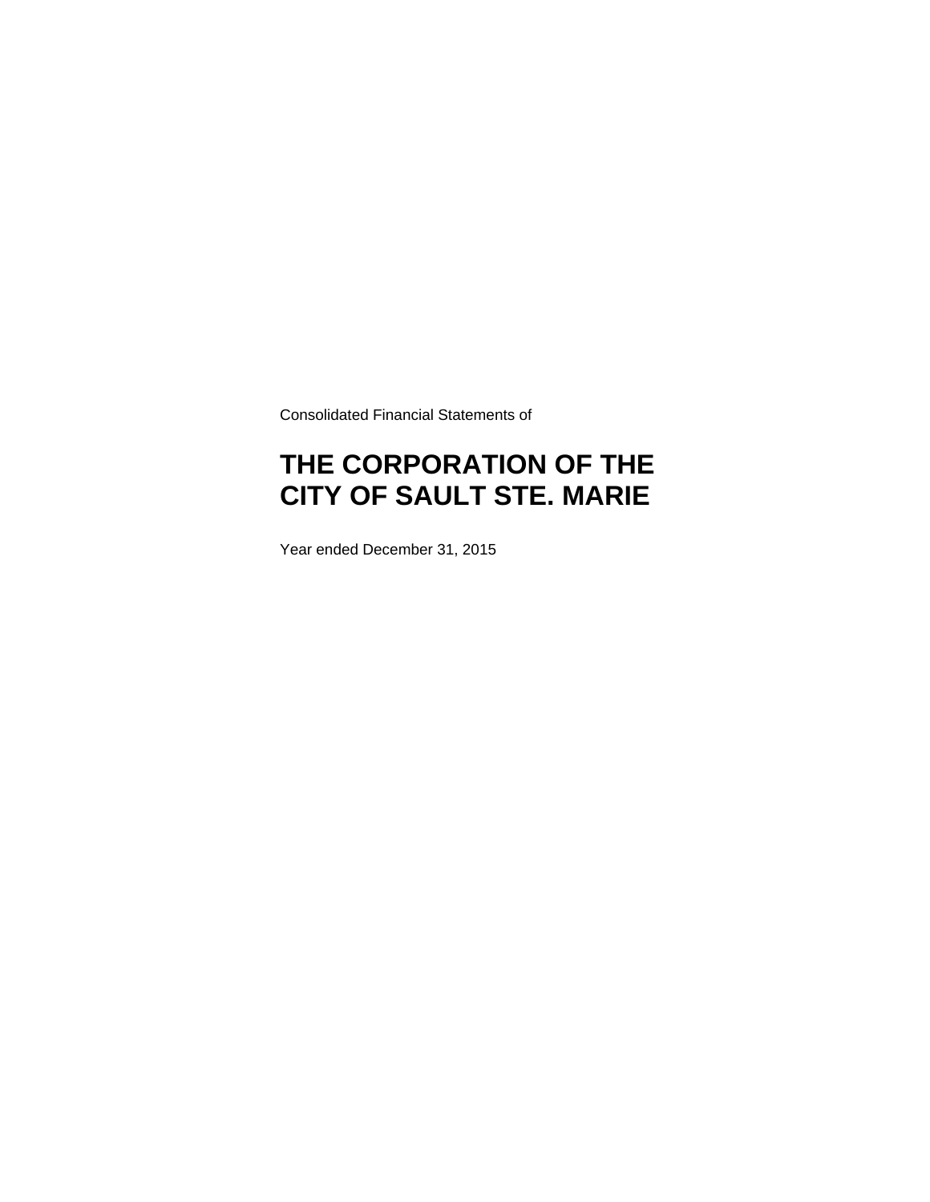Consolidated Financial Statements of

# THE CORPORATION OF THE CITY OF SAULT STE. MARIE

Year ended December 31, 2015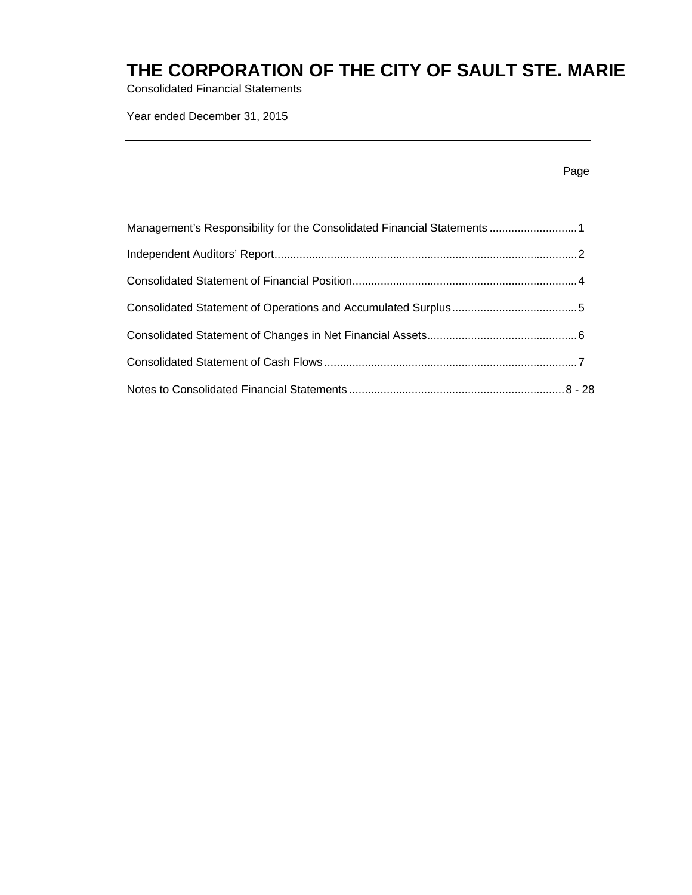# THE CORPORATION OF THE CITY OF SAULT STE. MARIE

Consolidated Financial Statements

Year ended December 31, 2015

| | Page |
|---|---|
| Management's Responsibility for the Consolidated Financial Statements | 1 |
| Independent Auditors' Report | 2 |
| Consolidated Statement of Financial Position | 4 |
| Consolidated Statement of Operations and Accumulated Surplus | 5 |
| Consolidated Statement of Changes in Net Financial Assets | 6 |
| Consolidated Statement of Cash Flows | 7 |
| Notes to Consolidated Financial Statements | 8 - 28 |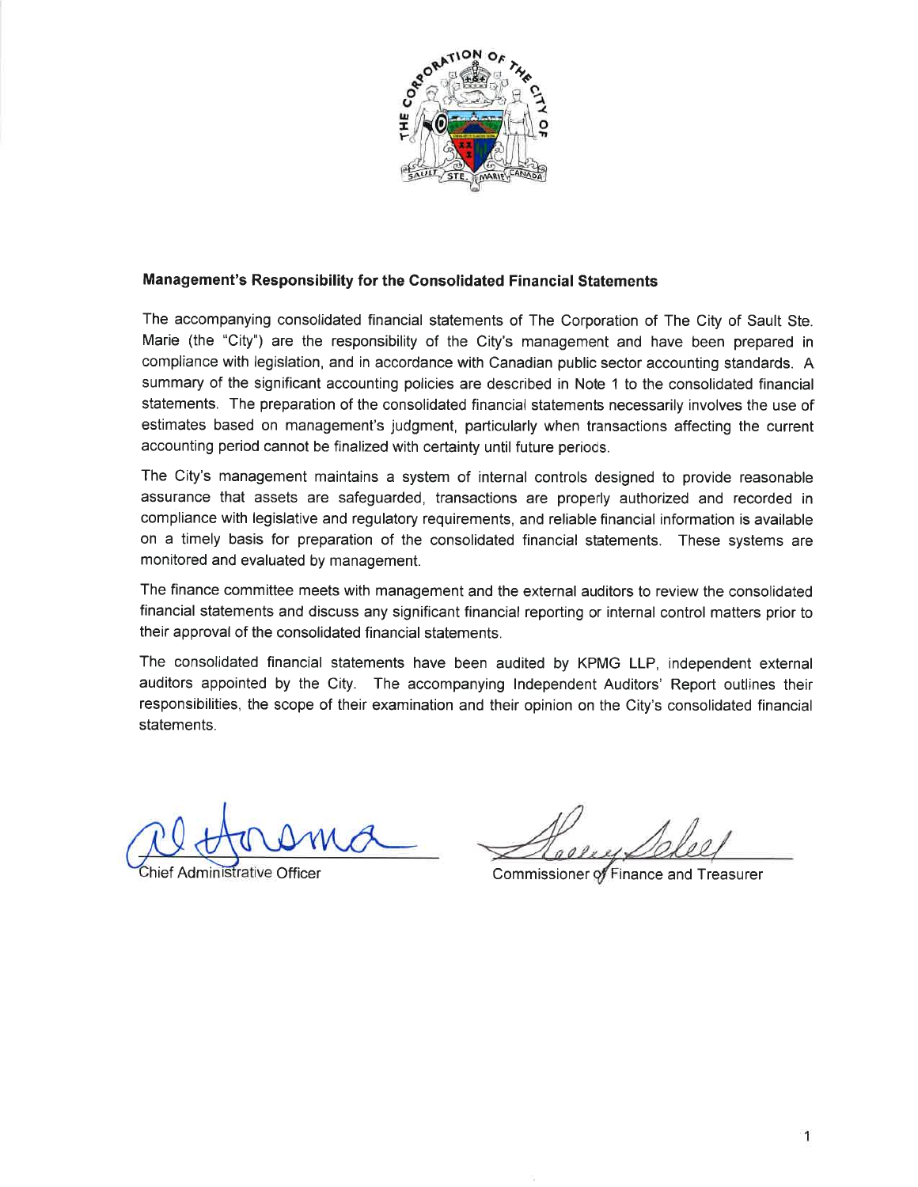## Management's Responsibility for the Consolidated Financial Statements

The accompanying consolidated financial statements of The Corporation of The City of Sault Ste. Marie (the "City") are the responsibility of the City's management and have been prepared in compliance with legislation, and in accordance with Canadian public sector accounting standards. A summary of the significant accounting policies are described in Note 1 to the consolidated financial statements. The preparation of the consolidated financial statements necessarily involves the use of estimates based on management's judgment, particularly when transactions affecting the current accounting period cannot be finalized with certainty until future periods.

The City's management maintains a system of internal controls designed to provide reasonable assurance that assets are safeguarded, transactions are properly authorized and recorded in compliance with legislative and regulatory requirements, and reliable financial information is available on a timely basis for preparation of the consolidated financial statements. These systems are monitored and evaluated by management.

The finance committee meets with management and the external auditors to review the consolidated financial statements and discuss any significant financial reporting or internal control matters prior to their approval of the consolidated financial statements.

The consolidated financial statements have been audited by KPMG LLP, independent external auditors appointed by the City. The accompanying Independent Auditors' Report outlines their responsibilities, the scope of their examination and their opinion on the City's consolidated financial statements.

Chief Administrative Officer

Commissioner of Finance and Treasurer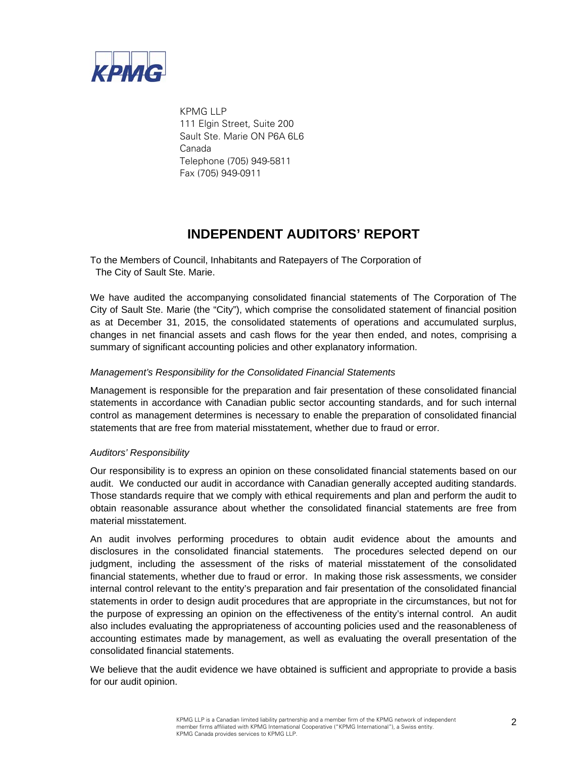KPMG

KPMG LLP
111 Elgin Street, Suite 200
Sault Ste. Marie ON P6A 6L6
Canada
Telephone (705) 949-5811
Fax (705) 949-0911

# INDEPENDENT AUDITORS' REPORT

To the Members of Council, Inhabitants and Ratepayers of The Corporation of The City of Sault Ste. Marie.

We have audited the accompanying consolidated financial statements of The Corporation of The City of Sault Ste. Marie (the "City"), which comprise the consolidated statement of financial position as at December 31, 2015, the consolidated statements of operations and accumulated surplus, changes in net financial assets and cash flows for the year then ended, and notes, comprising a summary of significant accounting policies and other explanatory information.

*Management's Responsibility for the Consolidated Financial Statements*

Management is responsible for the preparation and fair presentation of these consolidated financial statements in accordance with Canadian public sector accounting standards, and for such internal control as management determines is necessary to enable the preparation of consolidated financial statements that are free from material misstatement, whether due to fraud or error.

*Auditors' Responsibility*

Our responsibility is to express an opinion on these consolidated financial statements based on our audit. We conducted our audit in accordance with Canadian generally accepted auditing standards. Those standards require that we comply with ethical requirements and plan and perform the audit to obtain reasonable assurance about whether the consolidated financial statements are free from material misstatement.

An audit involves performing procedures to obtain audit evidence about the amounts and disclosures in the consolidated financial statements. The procedures selected depend on our judgment, including the assessment of the risks of material misstatement of the consolidated financial statements, whether due to fraud or error. In making those risk assessments, we consider internal control relevant to the entity's preparation and fair presentation of the consolidated financial statements in order to design audit procedures that are appropriate in the circumstances, but not for the purpose of expressing an opinion on the effectiveness of the entity's internal control. An audit also includes evaluating the appropriateness of accounting policies used and the reasonableness of accounting estimates made by management, as well as evaluating the overall presentation of the consolidated financial statements.

We believe that the audit evidence we have obtained is sufficient and appropriate to provide a basis for our audit opinion.

KPMG LLP is a Canadian limited liability partnership and a member firm of the KPMG network of independent member firms affiliated with KPMG International Cooperative ("KPMG International"), a Swiss entity. KPMG Canada provides services to KPMG LLP.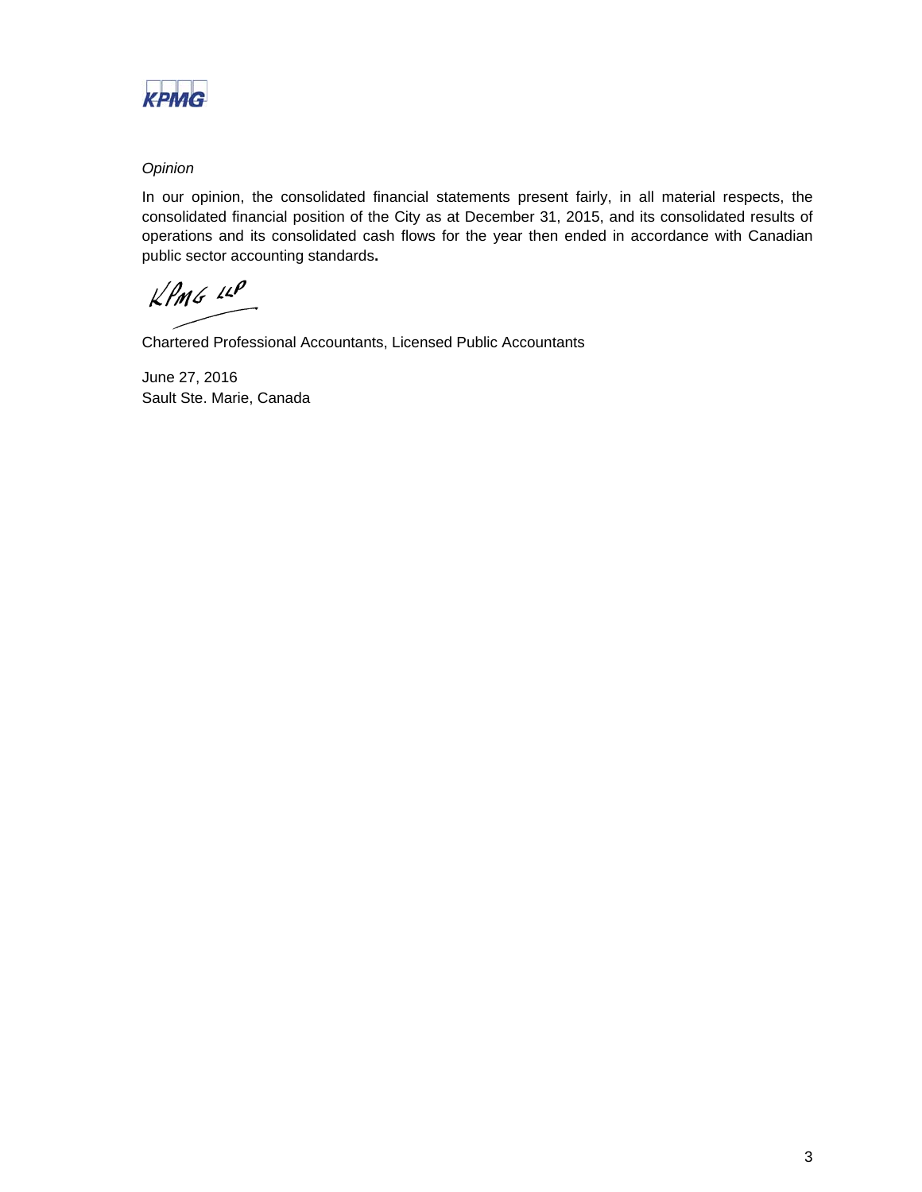*Opinion*

In our opinion, the consolidated financial statements present fairly, in all material respects, the consolidated financial position of the City as at December 31, 2015, and its consolidated results of operations and its consolidated cash flows for the year then ended in accordance with Canadian public sector accounting standards.

KPMG LLP

Chartered Professional Accountants, Licensed Public Accountants

June 27, 2016
Sault Ste. Marie, Canada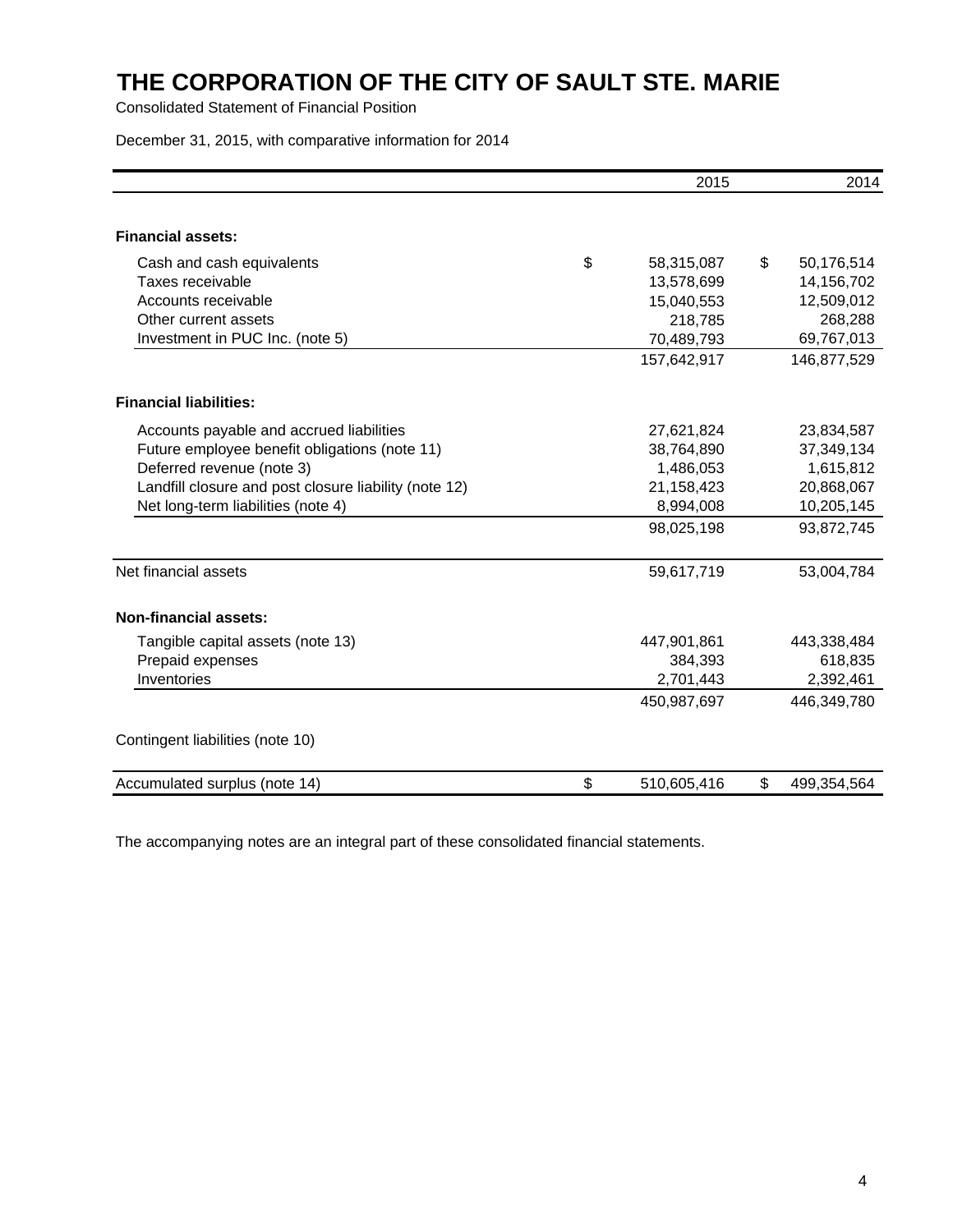# THE CORPORATION OF THE CITY OF SAULT STE. MARIE

Consolidated Statement of Financial Position

December 31, 2015, with comparative information for 2014

| | 2015 | 2014 |
|---|---|---|
| **Financial assets:** | | |
| Cash and cash equivalents | $ 58,315,087 | $ 50,176,514 |
| Taxes receivable | 13,578,699 | 14,156,702 |
| Accounts receivable | 15,040,553 | 12,509,012 |
| Other current assets | 218,785 | 268,288 |
| Investment in PUC Inc. (note 5) | 70,489,793 | 69,767,013 |
| | 157,642,917 | 146,877,529 |
| **Financial liabilities:** | | |
| Accounts payable and accrued liabilities | 27,621,824 | 23,834,587 |
| Future employee benefit obligations (note 11) | 38,764,890 | 37,349,134 |
| Deferred revenue (note 3) | 1,486,053 | 1,615,812 |
| Landfill closure and post closure liability (note 12) | 21,158,423 | 20,868,067 |
| Net long-term liabilities (note 4) | 8,994,008 | 10,205,145 |
| | 98,025,198 | 93,872,745 |
| Net financial assets | 59,617,719 | 53,004,784 |
| **Non-financial assets:** | | |
| Tangible capital assets (note 13) | 447,901,861 | 443,338,484 |
| Prepaid expenses | 384,393 | 618,835 |
| Inventories | 2,701,443 | 2,392,461 |
| | 450,987,697 | 446,349,780 |
| Contingent liabilities (note 10) | | |
| Accumulated surplus (note 14) | $ 510,605,416 | $ 499,354,564 |

The accompanying notes are an integral part of these consolidated financial statements.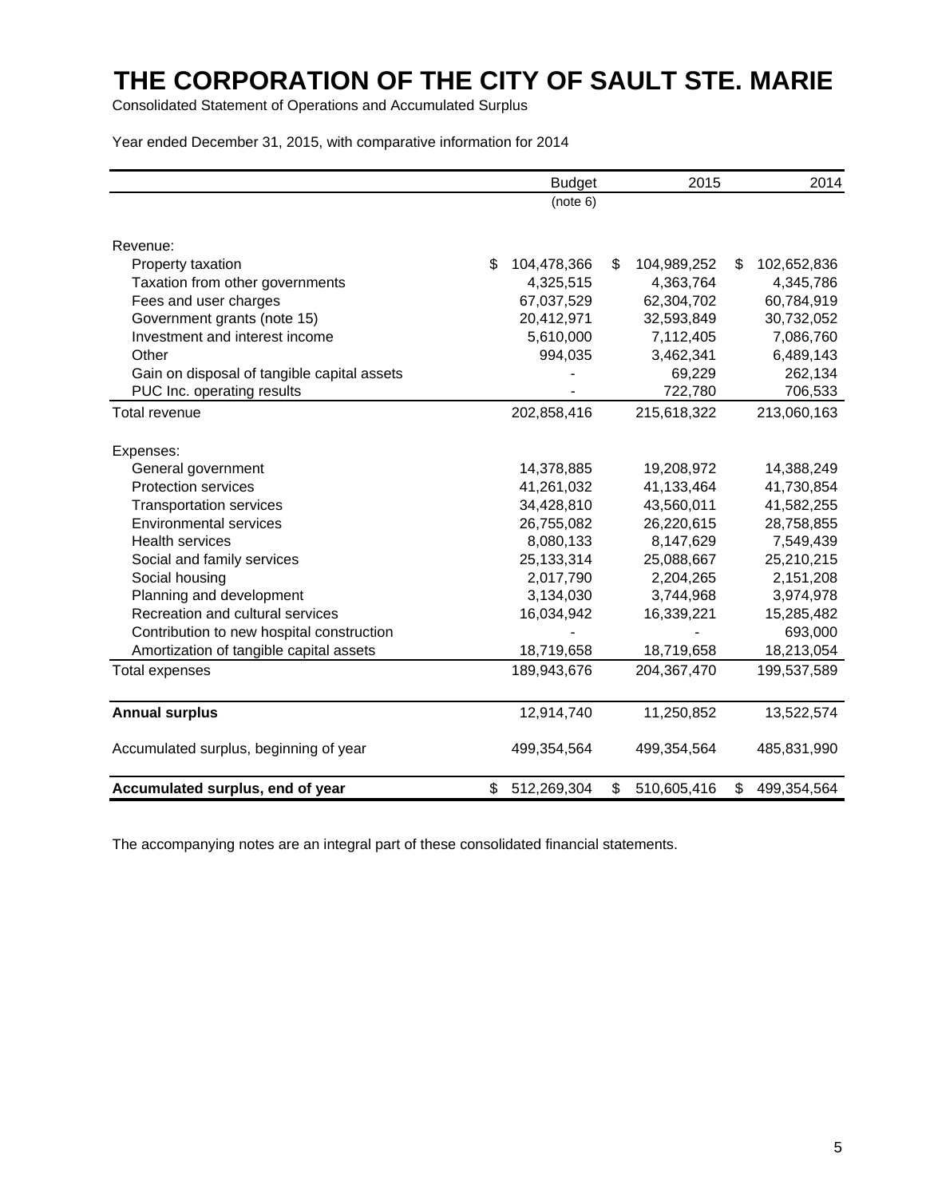# THE CORPORATION OF THE CITY OF SAULT STE. MARIE

Consolidated Statement of Operations and Accumulated Surplus

Year ended December 31, 2015, with comparative information for 2014

| | Budget (note 6) | 2015 | 2014 |
|---|---|---|---|
| Revenue: | | | |
| Property taxation | $ 104,478,366 | $ 104,989,252 | $ 102,652,836 |
| Taxation from other governments | 4,325,515 | 4,363,764 | 4,345,786 |
| Fees and user charges | 67,037,529 | 62,304,702 | 60,784,919 |
| Government grants (note 15) | 20,412,971 | 32,593,849 | 30,732,052 |
| Investment and interest income | 5,610,000 | 7,112,405 | 7,086,760 |
| Other | 994,035 | 3,462,341 | 6,489,143 |
| Gain on disposal of tangible capital assets | - | 69,229 | 262,134 |
| PUC Inc. operating results | - | 722,780 | 706,533 |
| Total revenue | 202,858,416 | 215,618,322 | 213,060,163 |
| Expenses: | | | |
| General government | 14,378,885 | 19,208,972 | 14,388,249 |
| Protection services | 41,261,032 | 41,133,464 | 41,730,854 |
| Transportation services | 34,428,810 | 43,560,011 | 41,582,255 |
| Environmental services | 26,755,082 | 26,220,615 | 28,758,855 |
| Health services | 8,080,133 | 8,147,629 | 7,549,439 |
| Social and family services | 25,133,314 | 25,088,667 | 25,210,215 |
| Social housing | 2,017,790 | 2,204,265 | 2,151,208 |
| Planning and development | 3,134,030 | 3,744,968 | 3,974,978 |
| Recreation and cultural services | 16,034,942 | 16,339,221 | 15,285,482 |
| Contribution to new hospital construction | - | - | 693,000 |
| Amortization of tangible capital assets | 18,719,658 | 18,719,658 | 18,213,054 |
| Total expenses | 189,943,676 | 204,367,470 | 199,537,589 |
| **Annual surplus** | 12,914,740 | 11,250,852 | 13,522,574 |
| Accumulated surplus, beginning of year | 499,354,564 | 499,354,564 | 485,831,990 |
| **Accumulated surplus, end of year** | $ 512,269,304 | $ 510,605,416 | $ 499,354,564 |

The accompanying notes are an integral part of these consolidated financial statements.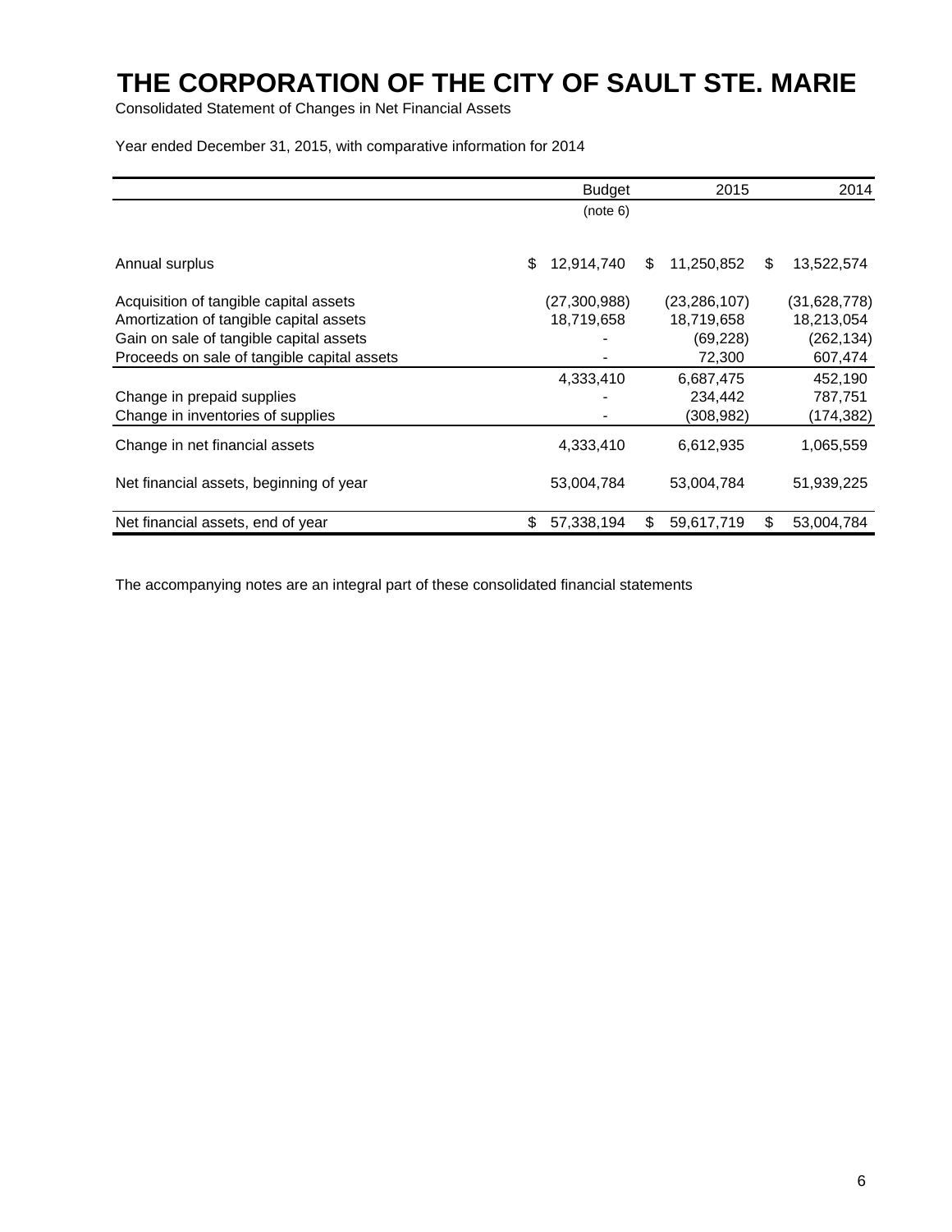# THE CORPORATION OF THE CITY OF SAULT STE. MARIE

Consolidated Statement of Changes in Net Financial Assets

Year ended December 31, 2015, with comparative information for 2014

| | Budget<br>(note 6) | 2015 | 2014 |
|---|---|---|---|
| Annual surplus | $ 12,914,740 | $ 11,250,852 | $ 13,522,574 |
| Acquisition of tangible capital assets | (27,300,988) | (23,286,107) | (31,628,778) |
| Amortization of tangible capital assets | 18,719,658 | 18,719,658 | 18,213,054 |
| Gain on sale of tangible capital assets | - | (69,228) | (262,134) |
| Proceeds on sale of tangible capital assets | - | 72,300 | 607,474 |
| | 4,333,410 | 6,687,475 | 452,190 |
| Change in prepaid supplies | - | 234,442 | 787,751 |
| Change in inventories of supplies | - | (308,982) | (174,382) |
| Change in net financial assets | 4,333,410 | 6,612,935 | 1,065,559 |
| Net financial assets, beginning of year | 53,004,784 | 53,004,784 | 51,939,225 |
| Net financial assets, end of year | $ 57,338,194 | $ 59,617,719 | $ 53,004,784 |

The accompanying notes are an integral part of these consolidated financial statements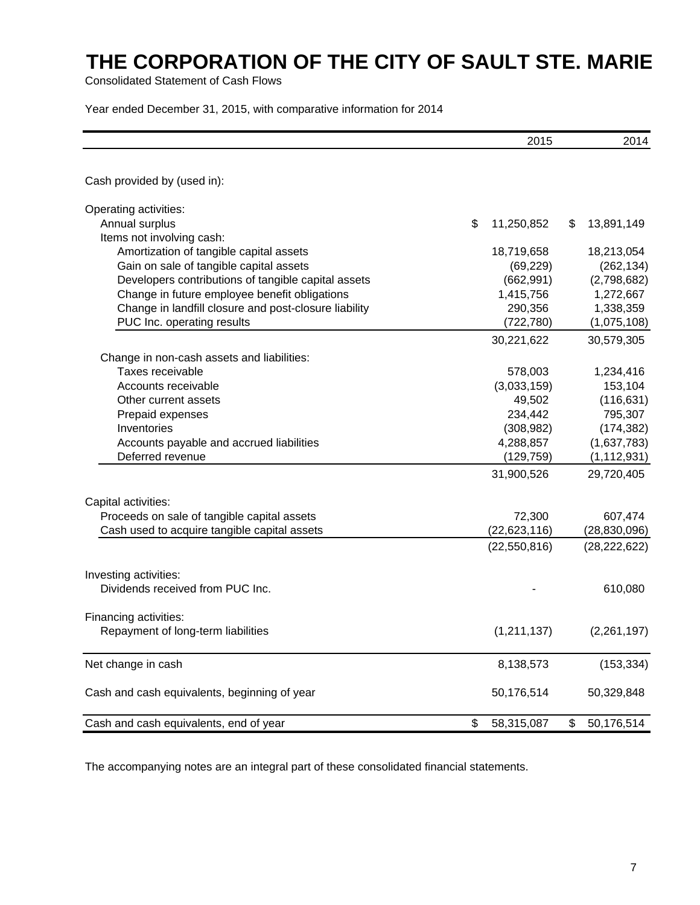# THE CORPORATION OF THE CITY OF SAULT STE. MARIE

Consolidated Statement of Cash Flows

Year ended December 31, 2015, with comparative information for 2014

| | 2015 | 2014 |
|---|---|---|
| Cash provided by (used in): | | |
| Operating activities: | | |
| Annual surplus | $ 11,250,852 | $ 13,891,149 |
| Items not involving cash: | | |
| Amortization of tangible capital assets | 18,719,658 | 18,213,054 |
| Gain on sale of tangible capital assets | (69,229) | (262,134) |
| Developers contributions of tangible capital assets | (662,991) | (2,798,682) |
| Change in future employee benefit obligations | 1,415,756 | 1,272,667 |
| Change in landfill closure and post-closure liability | 290,356 | 1,338,359 |
| PUC Inc. operating results | (722,780) | (1,075,108) |
| | 30,221,622 | 30,579,305 |
| Change in non-cash assets and liabilities: | | |
| Taxes receivable | 578,003 | 1,234,416 |
| Accounts receivable | (3,033,159) | 153,104 |
| Other current assets | 49,502 | (116,631) |
| Prepaid expenses | 234,442 | 795,307 |
| Inventories | (308,982) | (174,382) |
| Accounts payable and accrued liabilities | 4,288,857 | (1,637,783) |
| Deferred revenue | (129,759) | (1,112,931) |
| | 31,900,526 | 29,720,405 |
| Capital activities: | | |
| Proceeds on sale of tangible capital assets | 72,300 | 607,474 |
| Cash used to acquire tangible capital assets | (22,623,116) | (28,830,096) |
| | (22,550,816) | (28,222,622) |
| Investing activities: | | |
| Dividends received from PUC Inc. | - | 610,080 |
| Financing activities: | | |
| Repayment of long-term liabilities | (1,211,137) | (2,261,197) |
| Net change in cash | 8,138,573 | (153,334) |
| Cash and cash equivalents, beginning of year | 50,176,514 | 50,329,848 |
| Cash and cash equivalents, end of year | $ 58,315,087 | $ 50,176,514 |

The accompanying notes are an integral part of these consolidated financial statements.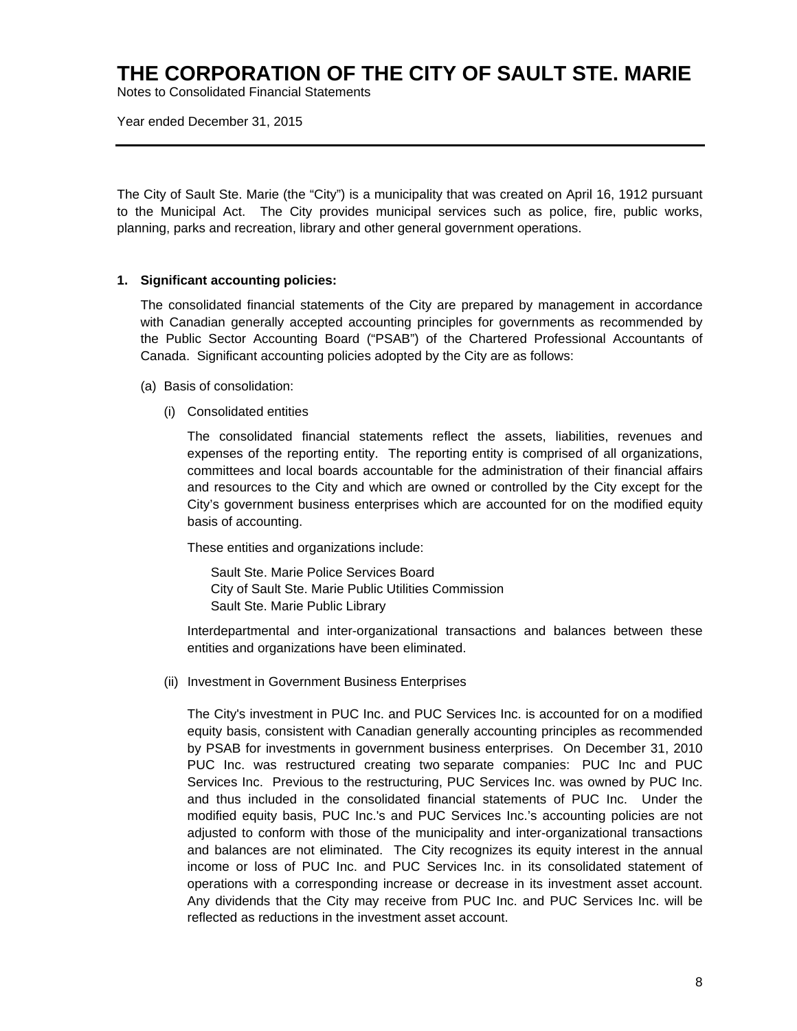# THE CORPORATION OF THE CITY OF SAULT STE. MARIE

Notes to Consolidated Financial Statements

Year ended December 31, 2015

---

The City of Sault Ste. Marie (the "City") is a municipality that was created on April 16, 1912 pursuant to the Municipal Act. The City provides municipal services such as police, fire, public works, planning, parks and recreation, library and other general government operations.

**1. Significant accounting policies:**

The consolidated financial statements of the City are prepared by management in accordance with Canadian generally accepted accounting principles for governments as recommended by the Public Sector Accounting Board ("PSAB") of the Chartered Professional Accountants of Canada. Significant accounting policies adopted by the City are as follows:

(a) Basis of consolidation:

(i) Consolidated entities

The consolidated financial statements reflect the assets, liabilities, revenues and expenses of the reporting entity. The reporting entity is comprised of all organizations, committees and local boards accountable for the administration of their financial affairs and resources to the City and which are owned or controlled by the City except for the City's government business enterprises which are accounted for on the modified equity basis of accounting.

These entities and organizations include:

Sault Ste. Marie Police Services Board
City of Sault Ste. Marie Public Utilities Commission
Sault Ste. Marie Public Library

Interdepartmental and inter-organizational transactions and balances between these entities and organizations have been eliminated.

(ii) Investment in Government Business Enterprises

The City's investment in PUC Inc. and PUC Services Inc. is accounted for on a modified equity basis, consistent with Canadian generally accounting principles as recommended by PSAB for investments in government business enterprises. On December 31, 2010 PUC Inc. was restructured creating two separate companies: PUC Inc and PUC Services Inc. Previous to the restructuring, PUC Services Inc. was owned by PUC Inc. and thus included in the consolidated financial statements of PUC Inc. Under the modified equity basis, PUC Inc.'s and PUC Services Inc.'s accounting policies are not adjusted to conform with those of the municipality and inter-organizational transactions and balances are not eliminated. The City recognizes its equity interest in the annual income or loss of PUC Inc. and PUC Services Inc. in its consolidated statement of operations with a corresponding increase or decrease in its investment asset account. Any dividends that the City may receive from PUC Inc. and PUC Services Inc. will be reflected as reductions in the investment asset account.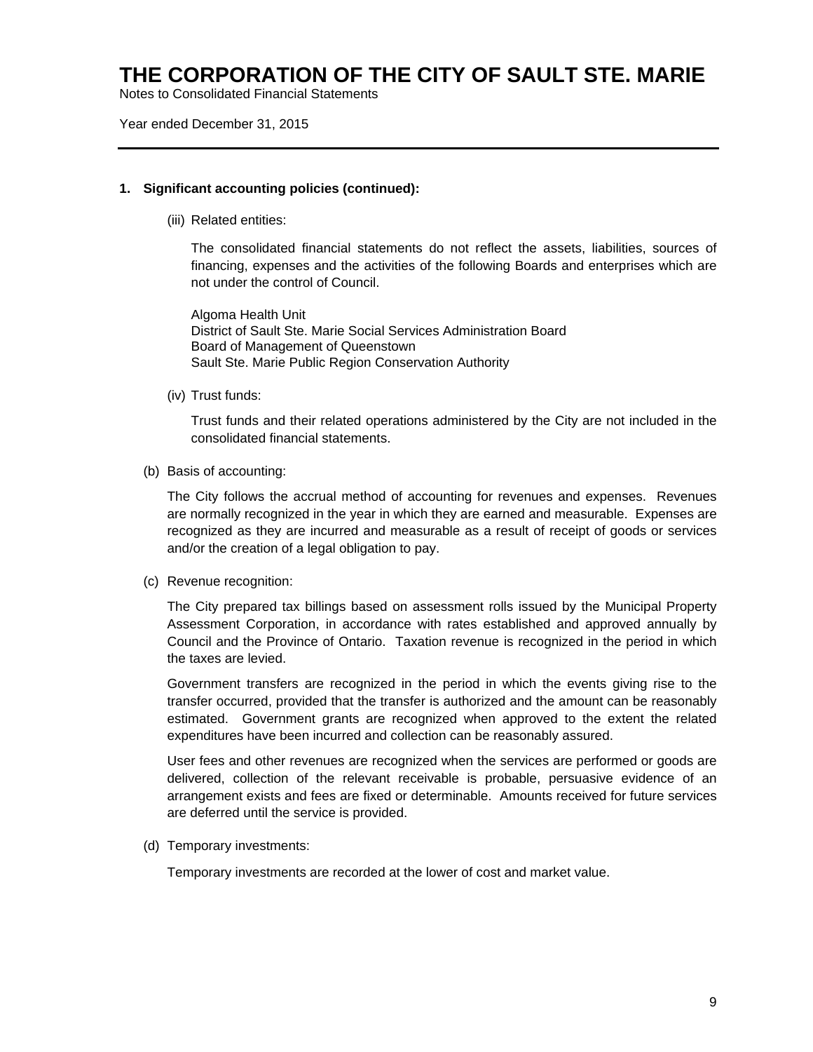# THE CORPORATION OF THE CITY OF SAULT STE. MARIE

Notes to Consolidated Financial Statements

Year ended December 31, 2015

---

**1. Significant accounting policies (continued):**

(iii) Related entities:

The consolidated financial statements do not reflect the assets, liabilities, sources of financing, expenses and the activities of the following Boards and enterprises which are not under the control of Council.

Algoma Health Unit
District of Sault Ste. Marie Social Services Administration Board
Board of Management of Queenstown
Sault Ste. Marie Public Region Conservation Authority

(iv) Trust funds:

Trust funds and their related operations administered by the City are not included in the consolidated financial statements.

(b) Basis of accounting:

The City follows the accrual method of accounting for revenues and expenses. Revenues are normally recognized in the year in which they are earned and measurable. Expenses are recognized as they are incurred and measurable as a result of receipt of goods or services and/or the creation of a legal obligation to pay.

(c) Revenue recognition:

The City prepared tax billings based on assessment rolls issued by the Municipal Property Assessment Corporation, in accordance with rates established and approved annually by Council and the Province of Ontario. Taxation revenue is recognized in the period in which the taxes are levied.

Government transfers are recognized in the period in which the events giving rise to the transfer occurred, provided that the transfer is authorized and the amount can be reasonably estimated. Government grants are recognized when approved to the extent the related expenditures have been incurred and collection can be reasonably assured.

User fees and other revenues are recognized when the services are performed or goods are delivered, collection of the relevant receivable is probable, persuasive evidence of an arrangement exists and fees are fixed or determinable. Amounts received for future services are deferred until the service is provided.

(d) Temporary investments:

Temporary investments are recorded at the lower of cost and market value.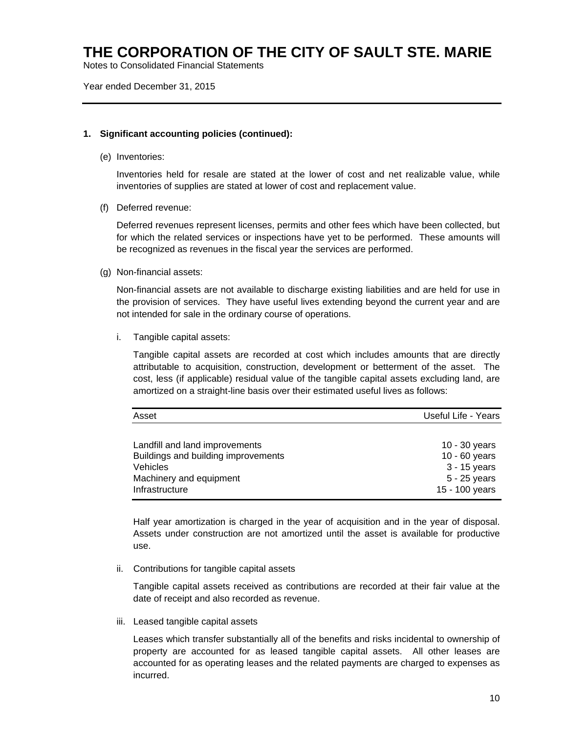# THE CORPORATION OF THE CITY OF SAULT STE. MARIE

Notes to Consolidated Financial Statements

Year ended December 31, 2015

**1. Significant accounting policies (continued):**

(e) Inventories:

Inventories held for resale are stated at the lower of cost and net realizable value, while inventories of supplies are stated at lower of cost and replacement value.

(f) Deferred revenue:

Deferred revenues represent licenses, permits and other fees which have been collected, but for which the related services or inspections have yet to be performed. These amounts will be recognized as revenues in the fiscal year the services are performed.

(g) Non-financial assets:

Non-financial assets are not available to discharge existing liabilities and are held for use in the provision of services. They have useful lives extending beyond the current year and are not intended for sale in the ordinary course of operations.

i. Tangible capital assets:

Tangible capital assets are recorded at cost which includes amounts that are directly attributable to acquisition, construction, development or betterment of the asset. The cost, less (if applicable) residual value of the tangible capital assets excluding land, are amortized on a straight-line basis over their estimated useful lives as follows:

| Asset | Useful Life - Years |
|---|---|
| Landfill and land improvements | 10 - 30 years |
| Buildings and building improvements | 10 - 60 years |
| Vehicles | 3 - 15 years |
| Machinery and equipment | 5 - 25 years |
| Infrastructure | 15 - 100 years |

Half year amortization is charged in the year of acquisition and in the year of disposal. Assets under construction are not amortized until the asset is available for productive use.

ii. Contributions for tangible capital assets

Tangible capital assets received as contributions are recorded at their fair value at the date of receipt and also recorded as revenue.

iii. Leased tangible capital assets

Leases which transfer substantially all of the benefits and risks incidental to ownership of property are accounted for as leased tangible capital assets. All other leases are accounted for as operating leases and the related payments are charged to expenses as incurred.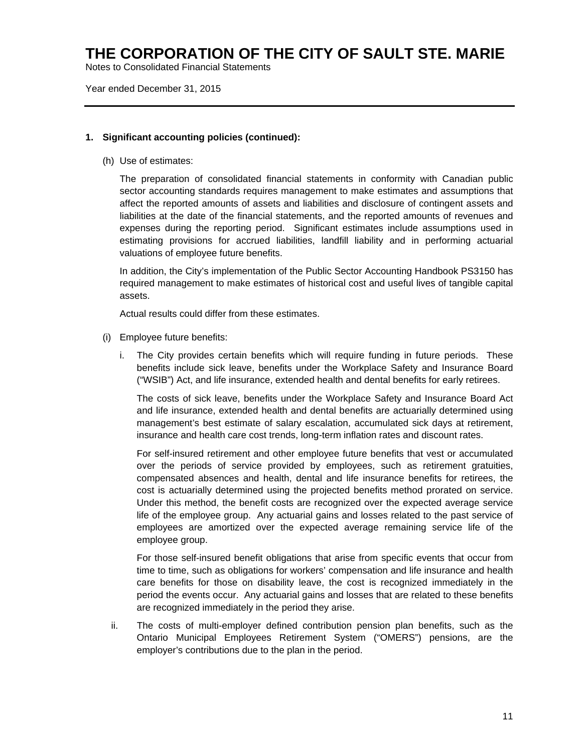# THE CORPORATION OF THE CITY OF SAULT STE. MARIE

Notes to Consolidated Financial Statements

Year ended December 31, 2015

---

**1. Significant accounting policies (continued):**

(h) Use of estimates:

The preparation of consolidated financial statements in conformity with Canadian public sector accounting standards requires management to make estimates and assumptions that affect the reported amounts of assets and liabilities and disclosure of contingent assets and liabilities at the date of the financial statements, and the reported amounts of revenues and expenses during the reporting period. Significant estimates include assumptions used in estimating provisions for accrued liabilities, landfill liability and in performing actuarial valuations of employee future benefits.

In addition, the City's implementation of the Public Sector Accounting Handbook PS3150 has required management to make estimates of historical cost and useful lives of tangible capital assets.

Actual results could differ from these estimates.

(i) Employee future benefits:

i. The City provides certain benefits which will require funding in future periods. These benefits include sick leave, benefits under the Workplace Safety and Insurance Board ("WSIB") Act, and life insurance, extended health and dental benefits for early retirees.

The costs of sick leave, benefits under the Workplace Safety and Insurance Board Act and life insurance, extended health and dental benefits are actuarially determined using management's best estimate of salary escalation, accumulated sick days at retirement, insurance and health care cost trends, long-term inflation rates and discount rates.

For self-insured retirement and other employee future benefits that vest or accumulated over the periods of service provided by employees, such as retirement gratuities, compensated absences and health, dental and life insurance benefits for retirees, the cost is actuarially determined using the projected benefits method prorated on service. Under this method, the benefit costs are recognized over the expected average service life of the employee group. Any actuarial gains and losses related to the past service of employees are amortized over the expected average remaining service life of the employee group.

For those self-insured benefit obligations that arise from specific events that occur from time to time, such as obligations for workers' compensation and life insurance and health care benefits for those on disability leave, the cost is recognized immediately in the period the events occur. Any actuarial gains and losses that are related to these benefits are recognized immediately in the period they arise.

ii. The costs of multi-employer defined contribution pension plan benefits, such as the Ontario Municipal Employees Retirement System ("OMERS") pensions, are the employer's contributions due to the plan in the period.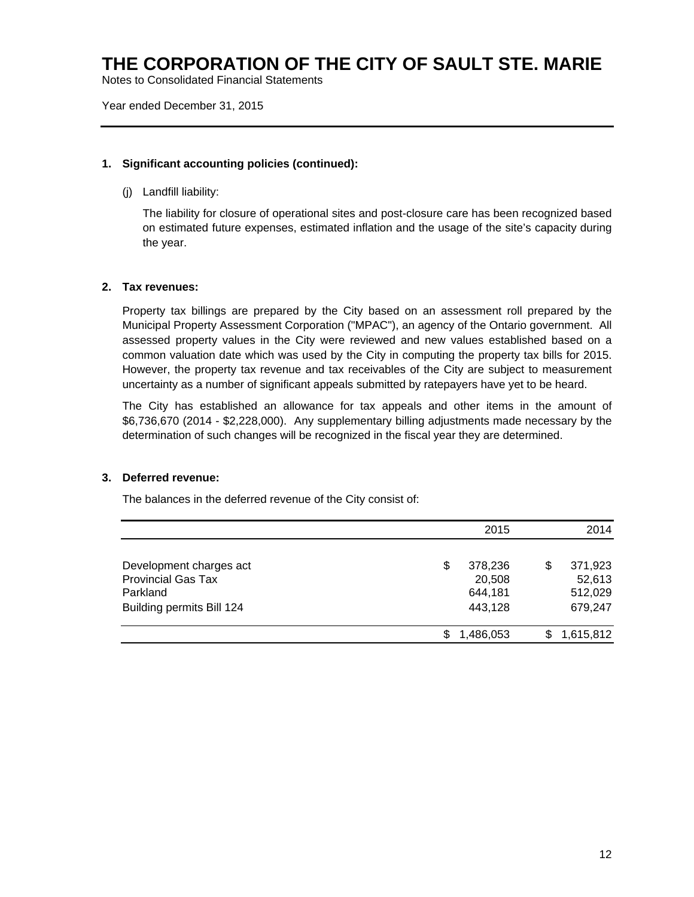# THE CORPORATION OF THE CITY OF SAULT STE. MARIE

Notes to Consolidated Financial Statements

Year ended December 31, 2015

---

**1. Significant accounting policies (continued):**

(j) Landfill liability:

The liability for closure of operational sites and post-closure care has been recognized based on estimated future expenses, estimated inflation and the usage of the site's capacity during the year.

**2. Tax revenues:**

Property tax billings are prepared by the City based on an assessment roll prepared by the Municipal Property Assessment Corporation ("MPAC"), an agency of the Ontario government. All assessed property values in the City were reviewed and new values established based on a common valuation date which was used by the City in computing the property tax bills for 2015. However, the property tax revenue and tax receivables of the City are subject to measurement uncertainty as a number of significant appeals submitted by ratepayers have yet to be heard.

The City has established an allowance for tax appeals and other items in the amount of $6,736,670 (2014 - $2,228,000). Any supplementary billing adjustments made necessary by the determination of such changes will be recognized in the fiscal year they are determined.

**3. Deferred revenue:**

The balances in the deferred revenue of the City consist of:

| | 2015 | 2014 |
|---|---|---|
| Development charges act | $ 378,236 | $ 371,923 |
| Provincial Gas Tax | 20,508 | 52,613 |
| Parkland | 644,181 | 512,029 |
| Building permits Bill 124 | 443,128 | 679,247 |
| | $ 1,486,053 | $ 1,615,812 |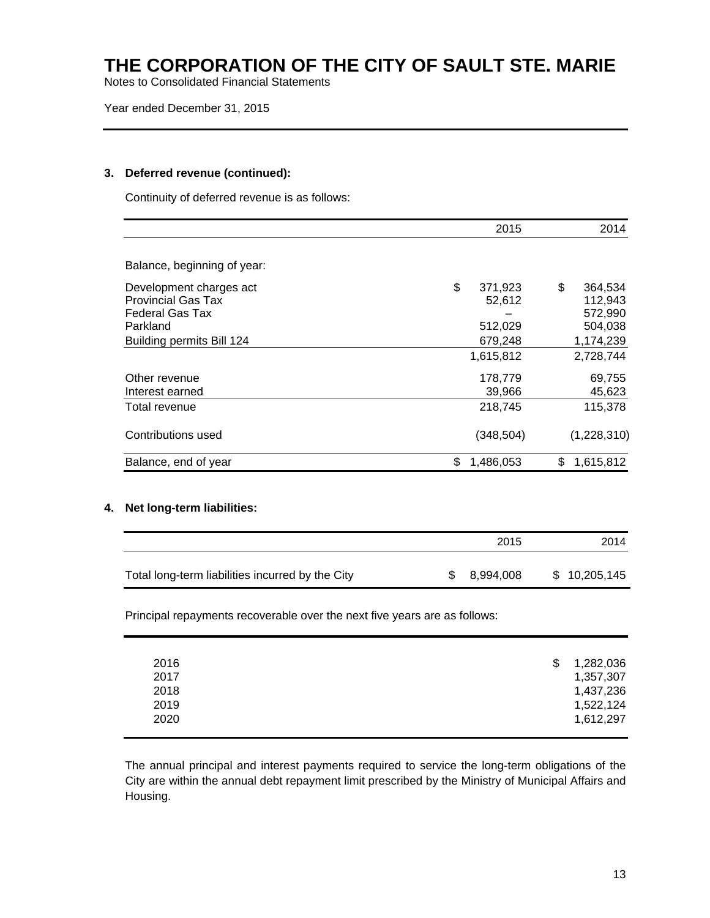# THE CORPORATION OF THE CITY OF SAULT STE. MARIE

Notes to Consolidated Financial Statements

Year ended December 31, 2015

### 3. Deferred revenue (continued):

Continuity of deferred revenue is as follows:

| | 2015 | 2014 |
|---|---:|---:|
| Balance, beginning of year: | | |
| Development charges act | $ 371,923 | $ 364,534 |
| Provincial Gas Tax | 52,612 | 112,943 |
| Federal Gas Tax | – | 572,990 |
| Parkland | 512,029 | 504,038 |
| Building permits Bill 124 | 679,248 | 1,174,239 |
| | 1,615,812 | 2,728,744 |
| Other revenue | 178,779 | 69,755 |
| Interest earned | 39,966 | 45,623 |
| Total revenue | 218,745 | 115,378 |
| Contributions used | (348,504) | (1,228,310) |
| Balance, end of year | $ 1,486,053 | $ 1,615,812 |

### 4. Net long-term liabilities:

| | 2015 | 2014 |
|---|---:|---:|
| Total long-term liabilities incurred by the City | $ 8,994,008 | $ 10,205,145 |

Principal repayments recoverable over the next five years are as follows:

| | |
|---|---:|
| 2016 | $ 1,282,036 |
| 2017 | 1,357,307 |
| 2018 | 1,437,236 |
| 2019 | 1,522,124 |
| 2020 | 1,612,297 |

The annual principal and interest payments required to service the long-term obligations of the City are within the annual debt repayment limit prescribed by the Ministry of Municipal Affairs and Housing.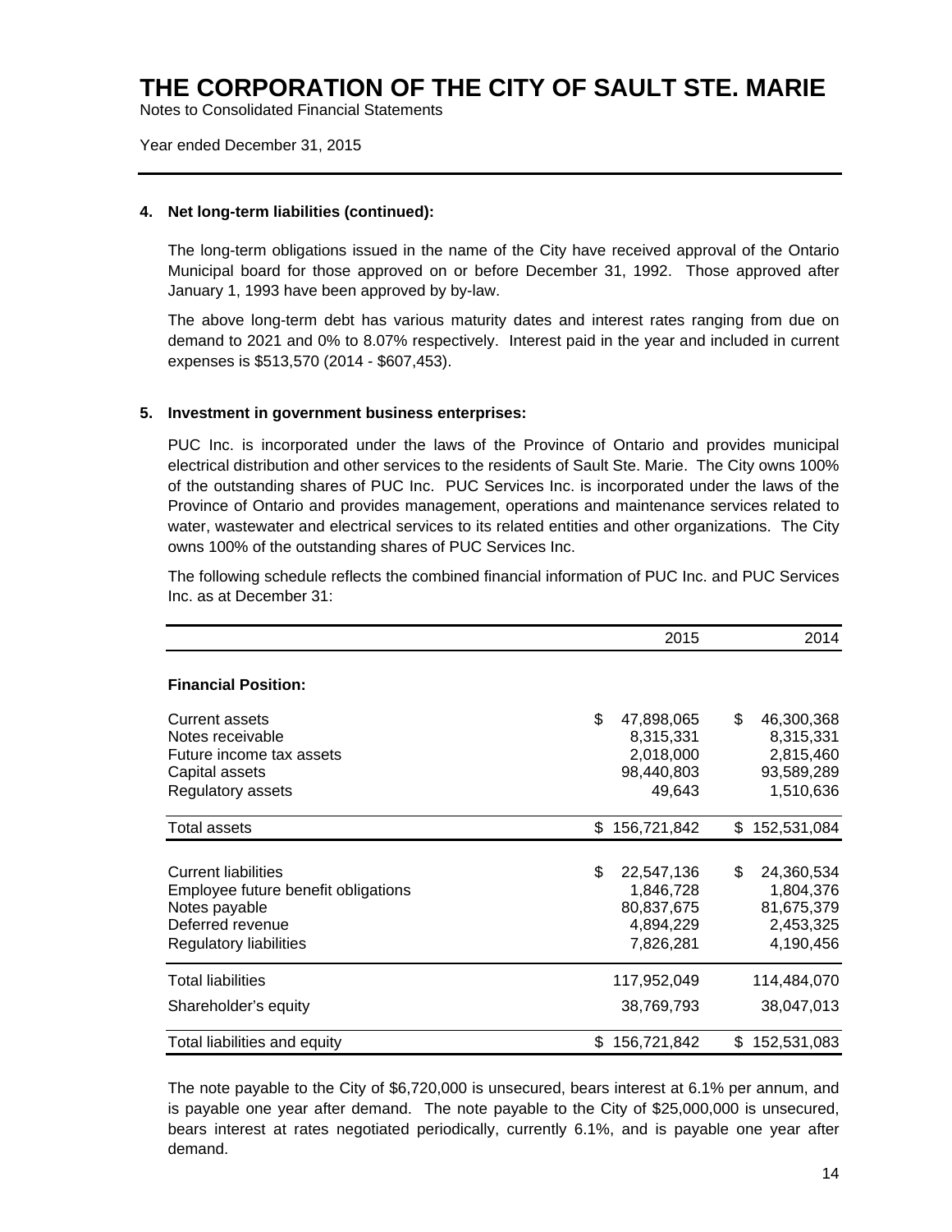# THE CORPORATION OF THE CITY OF SAULT STE. MARIE

Notes to Consolidated Financial Statements

Year ended December 31, 2015

### 4. Net long-term liabilities (continued):

The long-term obligations issued in the name of the City have received approval of the Ontario Municipal board for those approved on or before December 31, 1992. Those approved after January 1, 1993 have been approved by by-law.

The above long-term debt has various maturity dates and interest rates ranging from due on demand to 2021 and 0% to 8.07% respectively. Interest paid in the year and included in current expenses is $513,570 (2014 - $607,453).

### 5. Investment in government business enterprises:

PUC Inc. is incorporated under the laws of the Province of Ontario and provides municipal electrical distribution and other services to the residents of Sault Ste. Marie. The City owns 100% of the outstanding shares of PUC Inc. PUC Services Inc. is incorporated under the laws of the Province of Ontario and provides management, operations and maintenance services related to water, wastewater and electrical services to its related entities and other organizations. The City owns 100% of the outstanding shares of PUC Services Inc.

The following schedule reflects the combined financial information of PUC Inc. and PUC Services Inc. as at December 31:

| | 2015 | 2014 |
|---|---|---|
| **Financial Position:** | | |
| Current assets | $ 47,898,065 | $ 46,300,368 |
| Notes receivable | 8,315,331 | 8,315,331 |
| Future income tax assets | 2,018,000 | 2,815,460 |
| Capital assets | 98,440,803 | 93,589,289 |
| Regulatory assets | 49,643 | 1,510,636 |
| Total assets | $ 156,721,842 | $ 152,531,084 |
| Current liabilities | $ 22,547,136 | $ 24,360,534 |
| Employee future benefit obligations | 1,846,728 | 1,804,376 |
| Notes payable | 80,837,675 | 81,675,379 |
| Deferred revenue | 4,894,229 | 2,453,325 |
| Regulatory liabilities | 7,826,281 | 4,190,456 |
| Total liabilities | 117,952,049 | 114,484,070 |
| Shareholder's equity | 38,769,793 | 38,047,013 |
| Total liabilities and equity | $ 156,721,842 | $ 152,531,083 |

The note payable to the City of $6,720,000 is unsecured, bears interest at 6.1% per annum, and is payable one year after demand. The note payable to the City of $25,000,000 is unsecured, bears interest at rates negotiated periodically, currently 6.1%, and is payable one year after demand.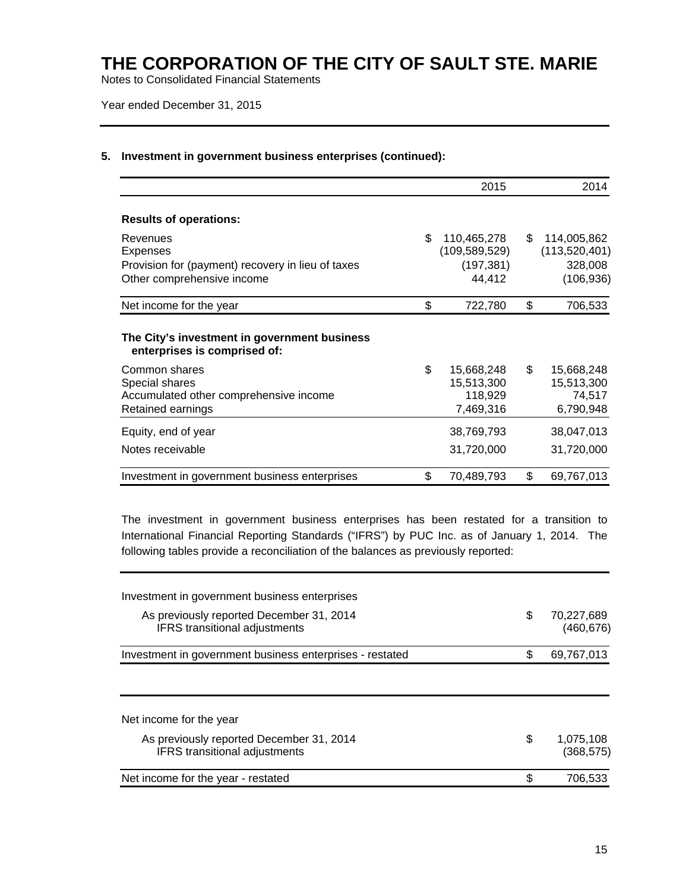# THE CORPORATION OF THE CITY OF SAULT STE. MARIE

Notes to Consolidated Financial Statements

Year ended December 31, 2015

## 5. Investment in government business enterprises (continued):

| | 2015 | 2014 |
|---|---|---|
| **Results of operations:** | | |
| Revenues | $ 110,465,278 | $ 114,005,862 |
| Expenses | (109,589,529) | (113,520,401) |
| Provision for (payment) recovery in lieu of taxes | (197,381) | 328,008 |
| Other comprehensive income | 44,412 | (106,936) |
| Net income for the year | $ 722,780 | $ 706,533 |
| **The City's investment in government business enterprises is comprised of:** | | |
| Common shares | $ 15,668,248 | $ 15,668,248 |
| Special shares | 15,513,300 | 15,513,300 |
| Accumulated other comprehensive income | 118,929 | 74,517 |
| Retained earnings | 7,469,316 | 6,790,948 |
| Equity, end of year | 38,769,793 | 38,047,013 |
| Notes receivable | 31,720,000 | 31,720,000 |
| Investment in government business enterprises | $ 70,489,793 | $ 69,767,013 |

The investment in government business enterprises has been restated for a transition to International Financial Reporting Standards ("IFRS") by PUC Inc. as of January 1, 2014. The following tables provide a reconciliation of the balances as previously reported:

| Investment in government business enterprises | |
|---|---|
| As previously reported December 31, 2014 | $ 70,227,689 |
| IFRS transitional adjustments | (460,676) |
| Investment in government business enterprises - restated | $ 69,767,013 |

| Net income for the year | |
|---|---|
| As previously reported December 31, 2014 | $ 1,075,108 |
| IFRS transitional adjustments | (368,575) |
| Net income for the year - restated | $ 706,533 |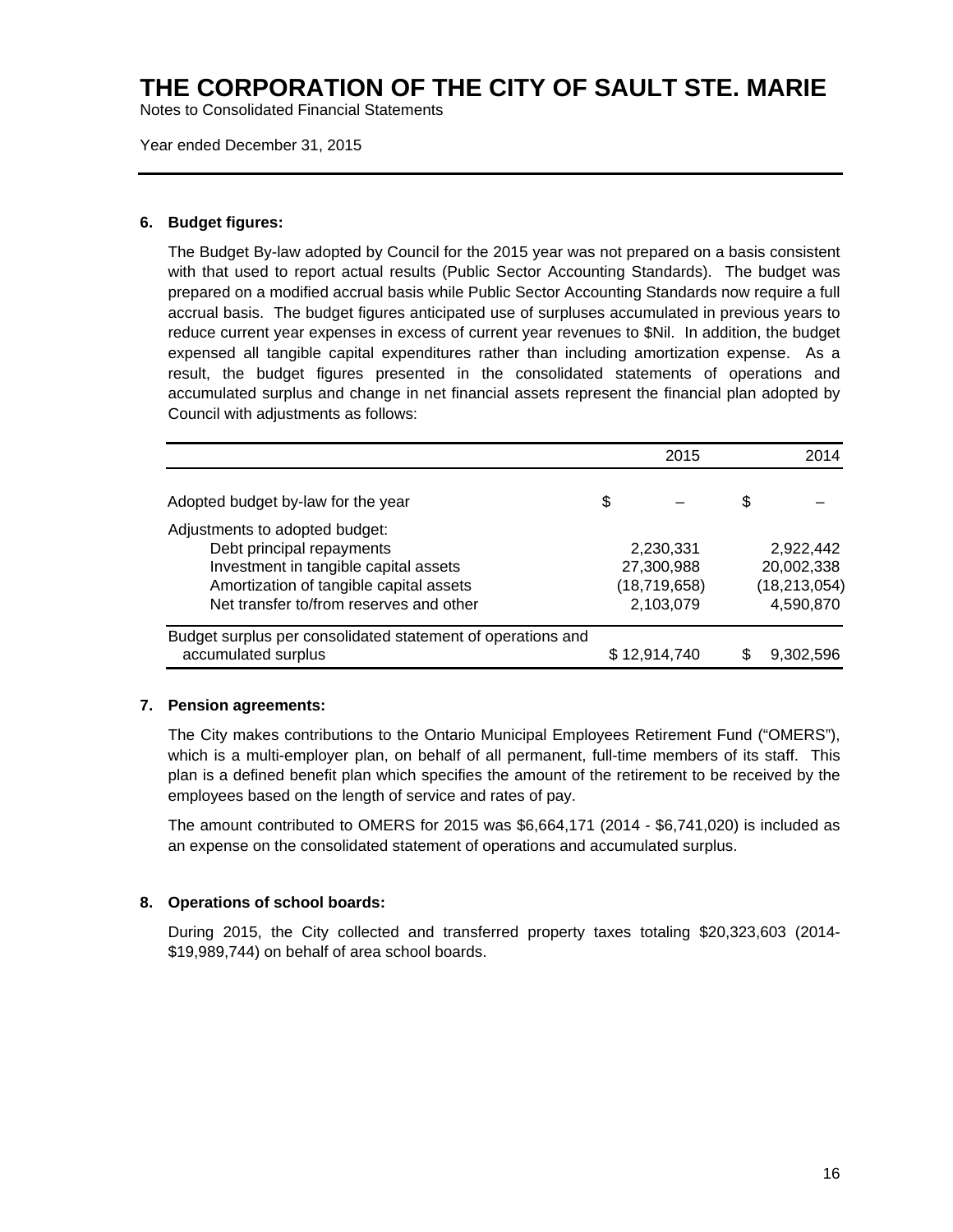# THE CORPORATION OF THE CITY OF SAULT STE. MARIE

Notes to Consolidated Financial Statements

Year ended December 31, 2015

---

## 6. Budget figures:

The Budget By-law adopted by Council for the 2015 year was not prepared on a basis consistent with that used to report actual results (Public Sector Accounting Standards). The budget was prepared on a modified accrual basis while Public Sector Accounting Standards now require a full accrual basis. The budget figures anticipated use of surpluses accumulated in previous years to reduce current year expenses in excess of current year revenues to $Nil. In addition, the budget expensed all tangible capital expenditures rather than including amortization expense. As a result, the budget figures presented in the consolidated statements of operations and accumulated surplus and change in net financial assets represent the financial plan adopted by Council with adjustments as follows:

| | 2015 | 2014 |
|---|---:|---:|
| Adopted budget by-law for the year | $ – | $ – |
| Adjustments to adopted budget: | | |
| Debt principal repayments | 2,230,331 | 2,922,442 |
| Investment in tangible capital assets | 27,300,988 | 20,002,338 |
| Amortization of tangible capital assets | (18,719,658) | (18,213,054) |
| Net transfer to/from reserves and other | 2,103,079 | 4,590,870 |
| Budget surplus per consolidated statement of operations and accumulated surplus | $ 12,914,740 | $ 9,302,596 |

## 7. Pension agreements:

The City makes contributions to the Ontario Municipal Employees Retirement Fund ("OMERS"), which is a multi-employer plan, on behalf of all permanent, full-time members of its staff. This plan is a defined benefit plan which specifies the amount of the retirement to be received by the employees based on the length of service and rates of pay.

The amount contributed to OMERS for 2015 was $6,664,171 (2014 - $6,741,020) is included as an expense on the consolidated statement of operations and accumulated surplus.

## 8. Operations of school boards:

During 2015, the City collected and transferred property taxes totaling $20,323,603 (2014- $19,989,744) on behalf of area school boards.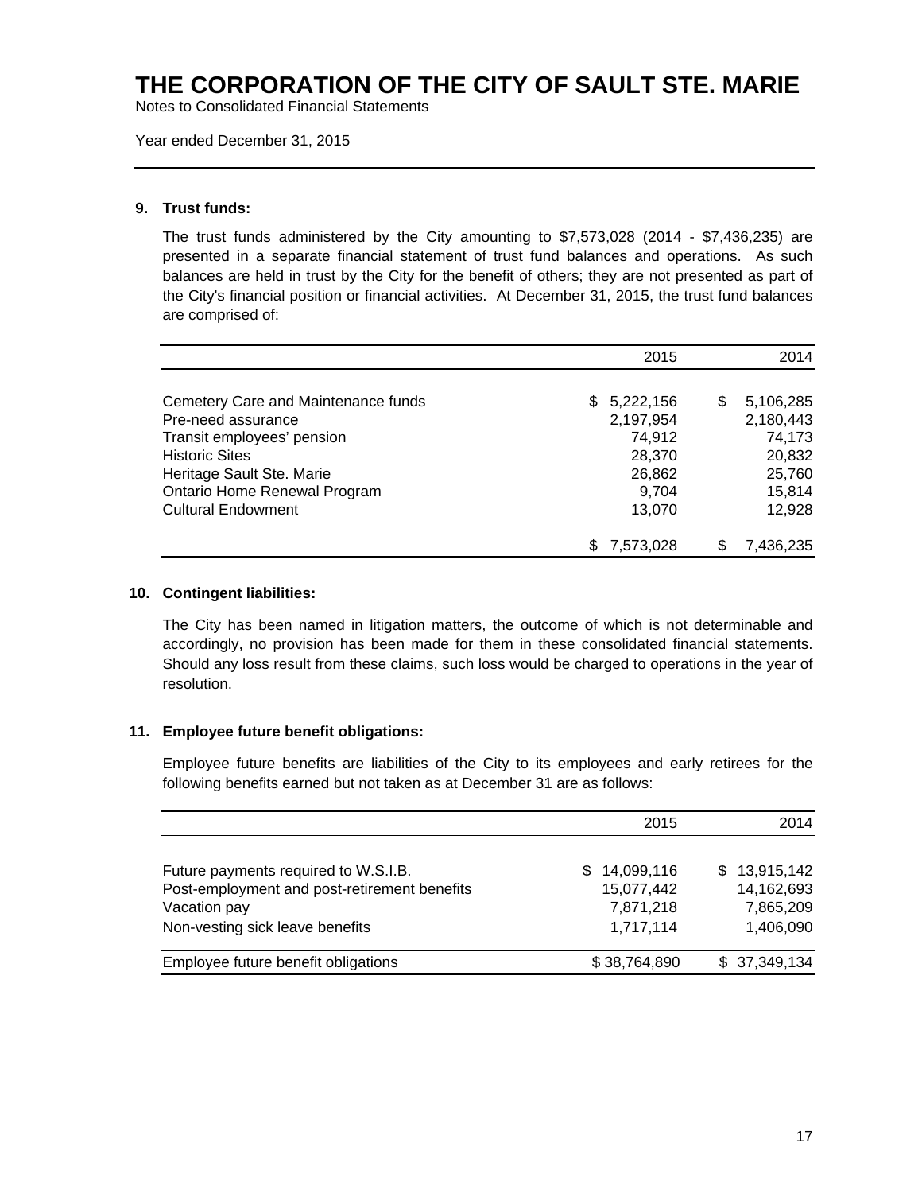# THE CORPORATION OF THE CITY OF SAULT STE. MARIE

Notes to Consolidated Financial Statements

Year ended December 31, 2015

## 9. Trust funds:

The trust funds administered by the City amounting to $7,573,028 (2014 - $7,436,235) are presented in a separate financial statement of trust fund balances and operations. As such balances are held in trust by the City for the benefit of others; they are not presented as part of the City's financial position or financial activities. At December 31, 2015, the trust fund balances are comprised of:

| | 2015 | 2014 |
|---|---:|---:|
| Cemetery Care and Maintenance funds | $ 5,222,156 | $ 5,106,285 |
| Pre-need assurance | 2,197,954 | 2,180,443 |
| Transit employees' pension | 74,912 | 74,173 |
| Historic Sites | 28,370 | 20,832 |
| Heritage Sault Ste. Marie | 26,862 | 25,760 |
| Ontario Home Renewal Program | 9,704 | 15,814 |
| Cultural Endowment | 13,070 | 12,928 |
| | $ 7,573,028 | $ 7,436,235 |

## 10. Contingent liabilities:

The City has been named in litigation matters, the outcome of which is not determinable and accordingly, no provision has been made for them in these consolidated financial statements. Should any loss result from these claims, such loss would be charged to operations in the year of resolution.

## 11. Employee future benefit obligations:

Employee future benefits are liabilities of the City to its employees and early retirees for the following benefits earned but not taken as at December 31 are as follows:

| | 2015 | 2014 |
|---|---:|---:|
| Future payments required to W.S.I.B. | $ 14,099,116 | $ 13,915,142 |
| Post-employment and post-retirement benefits | 15,077,442 | 14,162,693 |
| Vacation pay | 7,871,218 | 7,865,209 |
| Non-vesting sick leave benefits | 1,717,114 | 1,406,090 |
| Employee future benefit obligations | $ 38,764,890 | $ 37,349,134 |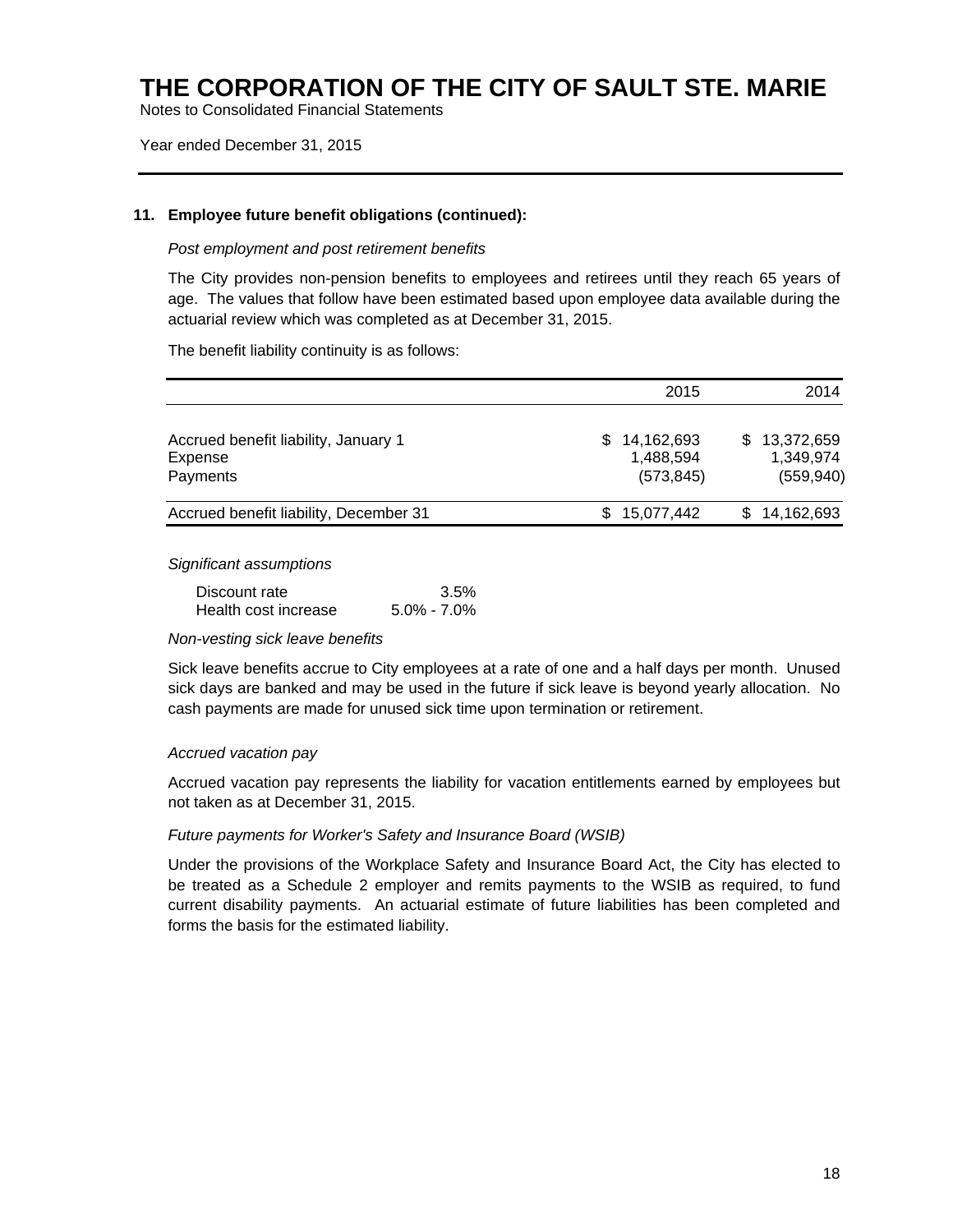# THE CORPORATION OF THE CITY OF SAULT STE. MARIE

Notes to Consolidated Financial Statements

Year ended December 31, 2015

---

**11. Employee future benefit obligations (continued):**

*Post employment and post retirement benefits*

The City provides non-pension benefits to employees and retirees until they reach 65 years of age. The values that follow have been estimated based upon employee data available during the actuarial review which was completed as at December 31, 2015.

The benefit liability continuity is as follows:

| | 2015 | 2014 |
|---|---:|---:|
| Accrued benefit liability, January 1 | $ 14,162,693 | $ 13,372,659 |
| Expense | 1,488,594 | 1,349,974 |
| Payments | (573,845) | (559,940) |
| Accrued benefit liability, December 31 | $ 15,077,442 | $ 14,162,693 |

*Significant assumptions*

| | |
|---|---:|
| Discount rate | 3.5% |
| Health cost increase | 5.0% - 7.0% |

*Non-vesting sick leave benefits*

Sick leave benefits accrue to City employees at a rate of one and a half days per month. Unused sick days are banked and may be used in the future if sick leave is beyond yearly allocation. No cash payments are made for unused sick time upon termination or retirement.

*Accrued vacation pay*

Accrued vacation pay represents the liability for vacation entitlements earned by employees but not taken as at December 31, 2015.

*Future payments for Worker's Safety and Insurance Board (WSIB)*

Under the provisions of the Workplace Safety and Insurance Board Act, the City has elected to be treated as a Schedule 2 employer and remits payments to the WSIB as required, to fund current disability payments. An actuarial estimate of future liabilities has been completed and forms the basis for the estimated liability.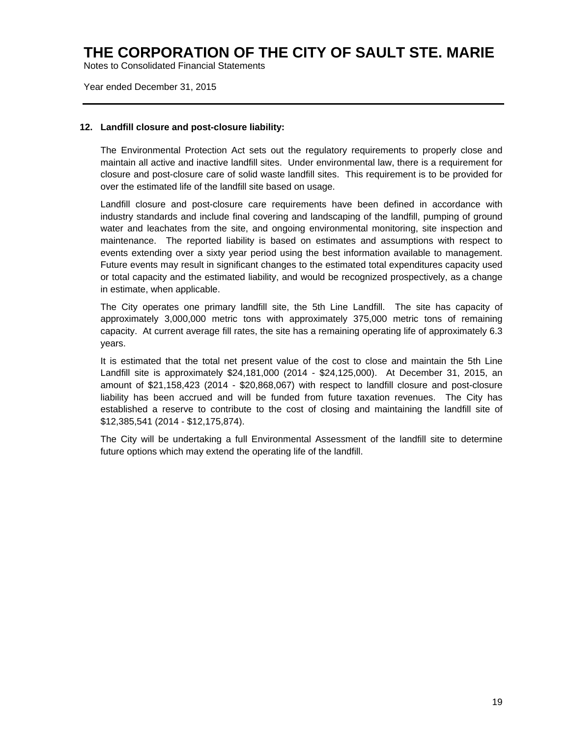## 12. Landfill closure and post-closure liability:

The Environmental Protection Act sets out the regulatory requirements to properly close and maintain all active and inactive landfill sites. Under environmental law, there is a requirement for closure and post-closure care of solid waste landfill sites. This requirement is to be provided for over the estimated life of the landfill site based on usage.

Landfill closure and post-closure care requirements have been defined in accordance with industry standards and include final covering and landscaping of the landfill, pumping of ground water and leachates from the site, and ongoing environmental monitoring, site inspection and maintenance. The reported liability is based on estimates and assumptions with respect to events extending over a sixty year period using the best information available to management. Future events may result in significant changes to the estimated total expenditures capacity used or total capacity and the estimated liability, and would be recognized prospectively, as a change in estimate, when applicable.

The City operates one primary landfill site, the 5th Line Landfill. The site has capacity of approximately 3,000,000 metric tons with approximately 375,000 metric tons of remaining capacity. At current average fill rates, the site has a remaining operating life of approximately 6.3 years.

It is estimated that the total net present value of the cost to close and maintain the 5th Line Landfill site is approximately $24,181,000 (2014 - $24,125,000). At December 31, 2015, an amount of $21,158,423 (2014 - $20,868,067) with respect to landfill closure and post-closure liability has been accrued and will be funded from future taxation revenues. The City has established a reserve to contribute to the cost of closing and maintaining the landfill site of $12,385,541 (2014 - $12,175,874).

The City will be undertaking a full Environmental Assessment of the landfill site to determine future options which may extend the operating life of the landfill.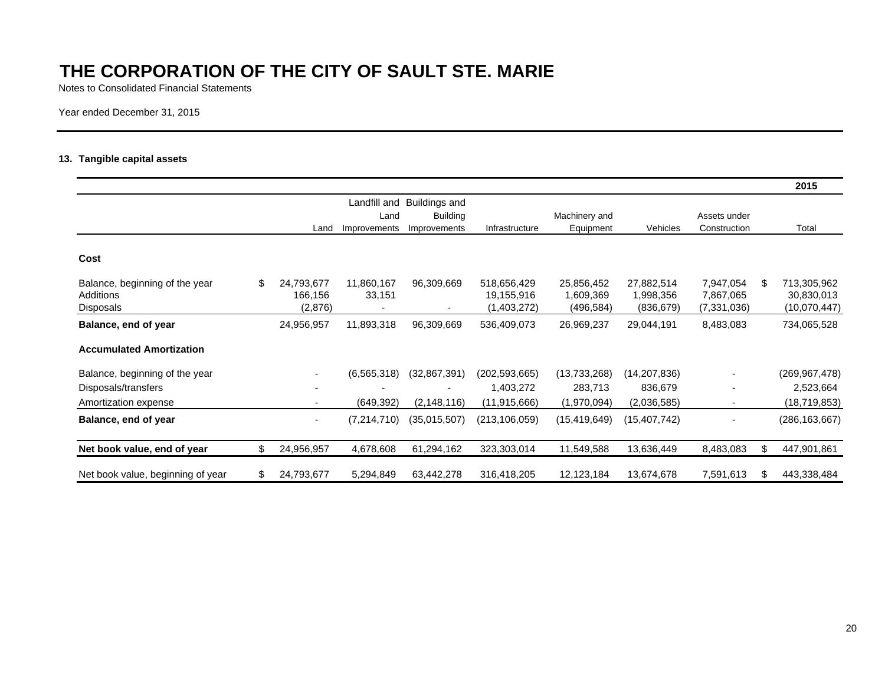# THE CORPORATION OF THE CITY OF SAULT STE. MARIE

Notes to Consolidated Financial Statements

Year ended December 31, 2015

### 13. Tangible capital assets

| | | | | | | | | 2015 |
|---|---|---|---|---|---|---|---|---|
| | Land | Landfill and Land Improvements | Buildings and Building Improvements | Infrastructure | Machinery and Equipment | Vehicles | Assets under Construction | Total |
| **Cost** | | | | | | | | |
| Balance, beginning of the year | $ 24,793,677 | 11,860,167 | 96,309,669 | 518,656,429 | 25,856,452 | 27,882,514 | 7,947,054 | $ 713,305,962 |
| Additions | 166,156 | 33,151 | | 19,155,916 | 1,609,369 | 1,998,356 | 7,867,065 | 30,830,013 |
| Disposals | (2,876) | - | - | (1,403,272) | (496,584) | (836,679) | (7,331,036) | (10,070,447) |
| **Balance, end of year** | 24,956,957 | 11,893,318 | 96,309,669 | 536,409,073 | 26,969,237 | 29,044,191 | 8,483,083 | 734,065,528 |
| **Accumulated Amortization** | | | | | | | | |
| Balance, beginning of the year | - | (6,565,318) | (32,867,391) | (202,593,665) | (13,733,268) | (14,207,836) | - | (269,967,478) |
| Disposals/transfers | - | - | - | 1,403,272 | 283,713 | 836,679 | - | 2,523,664 |
| Amortization expense | - | (649,392) | (2,148,116) | (11,915,666) | (1,970,094) | (2,036,585) | - | (18,719,853) |
| **Balance, end of year** | - | (7,214,710) | (35,015,507) | (213,106,059) | (15,419,649) | (15,407,742) | - | (286,163,667) |
| **Net book value, end of year** | $ 24,956,957 | 4,678,608 | 61,294,162 | 323,303,014 | 11,549,588 | 13,636,449 | 8,483,083 | $ 447,901,861 |
| Net book value, beginning of year | $ 24,793,677 | 5,294,849 | 63,442,278 | 316,418,205 | 12,123,184 | 13,674,678 | 7,591,613 | $ 443,338,484 |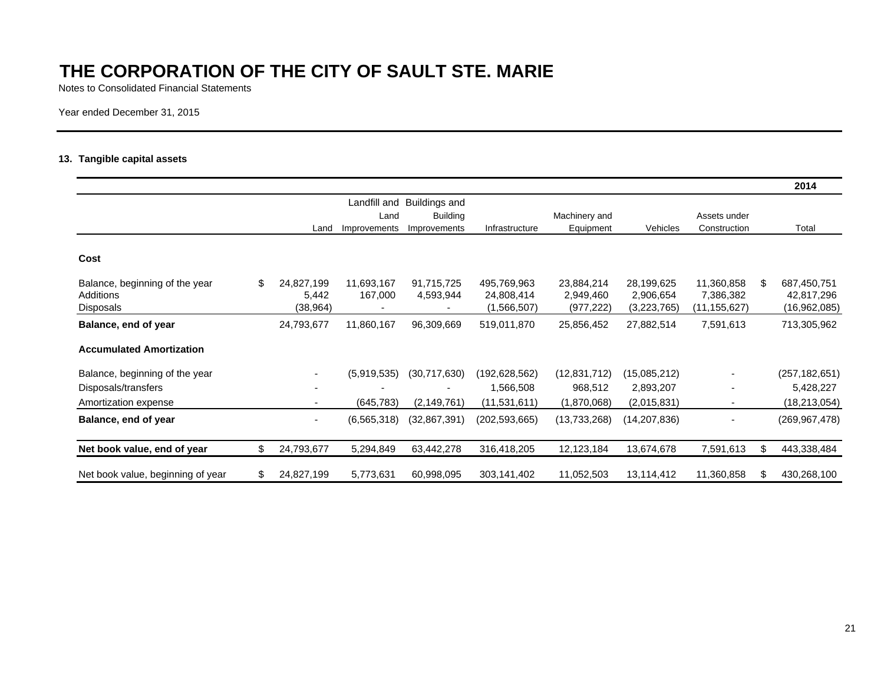# THE CORPORATION OF THE CITY OF SAULT STE. MARIE

Notes to Consolidated Financial Statements

Year ended December 31, 2015

### 13. Tangible capital assets

| | | | | | | | | 2014 |
|---|---|---|---|---|---|---|---|---|
| | Land | Landfill and Land Improvements | Buildings and Building Improvements | Infrastructure | Machinery and Equipment | Vehicles | Assets under Construction | Total |
| **Cost** | | | | | | | | |
| Balance, beginning of the year | $ 24,827,199 | 11,693,167 | 91,715,725 | 495,769,963 | 23,884,214 | 28,199,625 | 11,360,858 | $ 687,450,751 |
| Additions | 5,442 | 167,000 | 4,593,944 | 24,808,414 | 2,949,460 | 2,906,654 | 7,386,382 | 42,817,296 |
| Disposals | (38,964) | - | - | (1,566,507) | (977,222) | (3,223,765) | (11,155,627) | (16,962,085) |
| **Balance, end of year** | 24,793,677 | 11,860,167 | 96,309,669 | 519,011,870 | 25,856,452 | 27,882,514 | 7,591,613 | 713,305,962 |
| **Accumulated Amortization** | | | | | | | | |
| Balance, beginning of the year | - | (5,919,535) | (30,717,630) | (192,628,562) | (12,831,712) | (15,085,212) | - | (257,182,651) |
| Disposals/transfers | - | - | - | 1,566,508 | 968,512 | 2,893,207 | - | 5,428,227 |
| Amortization expense | - | (645,783) | (2,149,761) | (11,531,611) | (1,870,068) | (2,015,831) | - | (18,213,054) |
| **Balance, end of year** | - | (6,565,318) | (32,867,391) | (202,593,665) | (13,733,268) | (14,207,836) | - | (269,967,478) |
| **Net book value, end of year** | $ 24,793,677 | 5,294,849 | 63,442,278 | 316,418,205 | 12,123,184 | 13,674,678 | 7,591,613 | $ 443,338,484 |
| Net book value, beginning of year | $ 24,827,199 | 5,773,631 | 60,998,095 | 303,141,402 | 11,052,503 | 13,114,412 | 11,360,858 | $ 430,268,100 |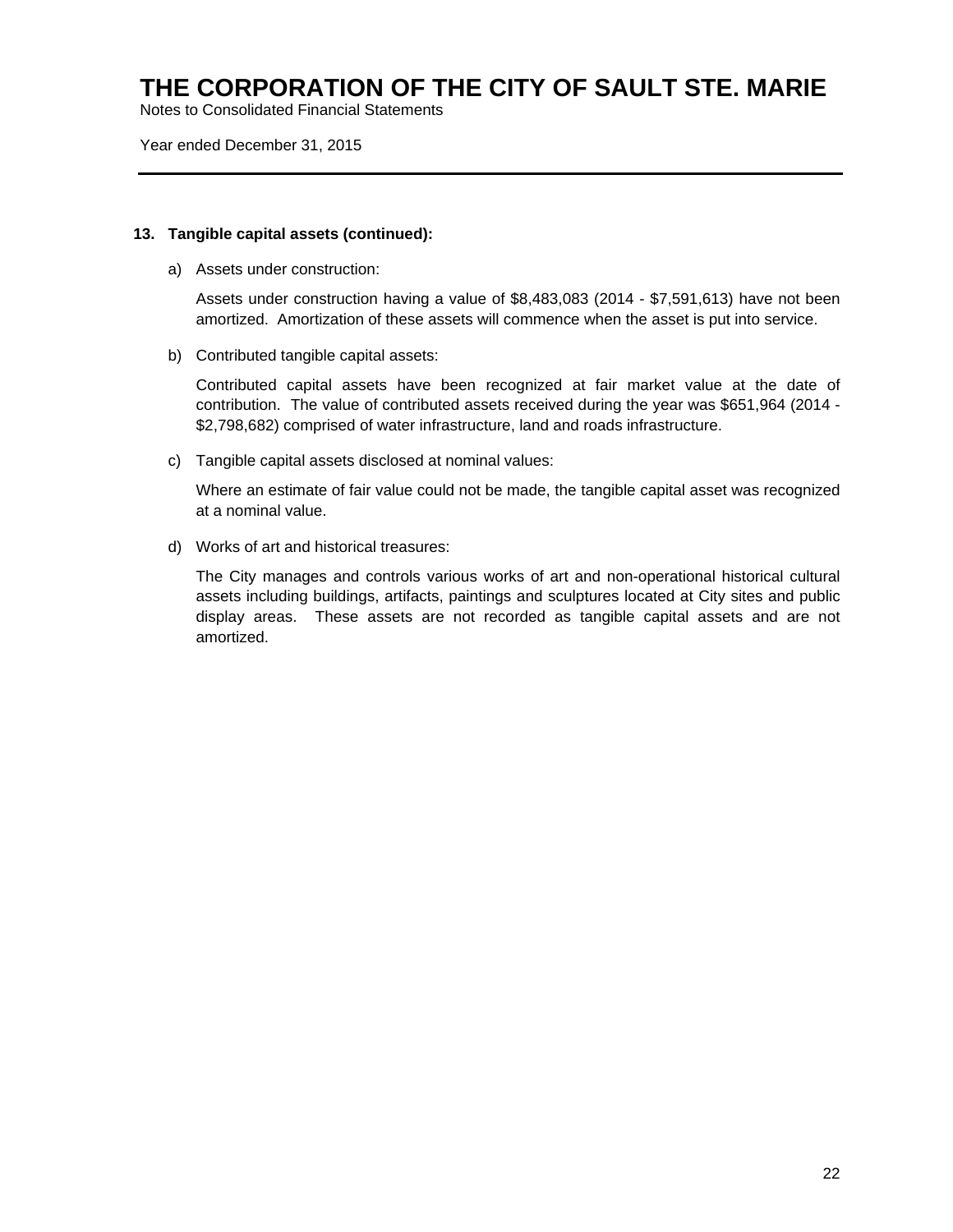## 13. Tangible capital assets (continued):

a) Assets under construction:

Assets under construction having a value of $8,483,083 (2014 - $7,591,613) have not been amortized. Amortization of these assets will commence when the asset is put into service.

b) Contributed tangible capital assets:

Contributed capital assets have been recognized at fair market value at the date of contribution. The value of contributed assets received during the year was $651,964 (2014 - $2,798,682) comprised of water infrastructure, land and roads infrastructure.

c) Tangible capital assets disclosed at nominal values:

Where an estimate of fair value could not be made, the tangible capital asset was recognized at a nominal value.

d) Works of art and historical treasures:

The City manages and controls various works of art and non-operational historical cultural assets including buildings, artifacts, paintings and sculptures located at City sites and public display areas. These assets are not recorded as tangible capital assets and are not amortized.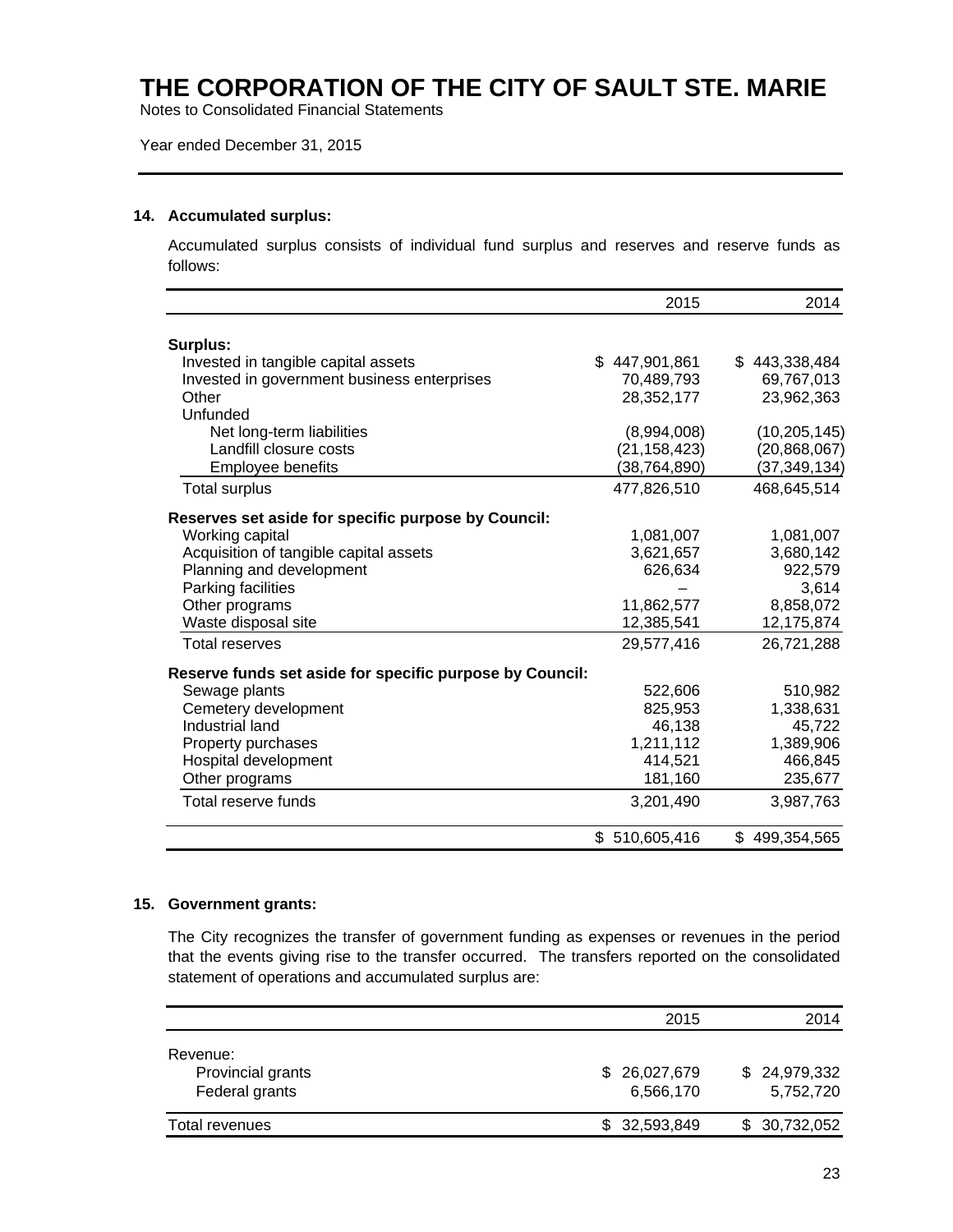# THE CORPORATION OF THE CITY OF SAULT STE. MARIE

Notes to Consolidated Financial Statements

Year ended December 31, 2015

## 14. Accumulated surplus:

Accumulated surplus consists of individual fund surplus and reserves and reserve funds as follows:

| | 2015 | 2014 |
|---|---|---|
| **Surplus:** | | |
| Invested in tangible capital assets | $ 447,901,861 | $ 443,338,484 |
| Invested in government business enterprises | 70,489,793 | 69,767,013 |
| Other | 28,352,177 | 23,962,363 |
| Unfunded | | |
| Net long-term liabilities | (8,994,008) | (10,205,145) |
| Landfill closure costs | (21,158,423) | (20,868,067) |
| Employee benefits | (38,764,890) | (37,349,134) |
| Total surplus | 477,826,510 | 468,645,514 |
| **Reserves set aside for specific purpose by Council:** | | |
| Working capital | 1,081,007 | 1,081,007 |
| Acquisition of tangible capital assets | 3,621,657 | 3,680,142 |
| Planning and development | 626,634 | 922,579 |
| Parking facilities | – | 3,614 |
| Other programs | 11,862,577 | 8,858,072 |
| Waste disposal site | 12,385,541 | 12,175,874 |
| Total reserves | 29,577,416 | 26,721,288 |
| **Reserve funds set aside for specific purpose by Council:** | | |
| Sewage plants | 522,606 | 510,982 |
| Cemetery development | 825,953 | 1,338,631 |
| Industrial land | 46,138 | 45,722 |
| Property purchases | 1,211,112 | 1,389,906 |
| Hospital development | 414,521 | 466,845 |
| Other programs | 181,160 | 235,677 |
| Total reserve funds | 3,201,490 | 3,987,763 |
| | $ 510,605,416 | $ 499,354,565 |

## 15. Government grants:

The City recognizes the transfer of government funding as expenses or revenues in the period that the events giving rise to the transfer occurred. The transfers reported on the consolidated statement of operations and accumulated surplus are:

| | 2015 | 2014 |
|---|---|---|
| Revenue: | | |
| Provincial grants | $ 26,027,679 | $ 24,979,332 |
| Federal grants | 6,566,170 | 5,752,720 |
| Total revenues | $ 32,593,849 | $ 30,732,052 |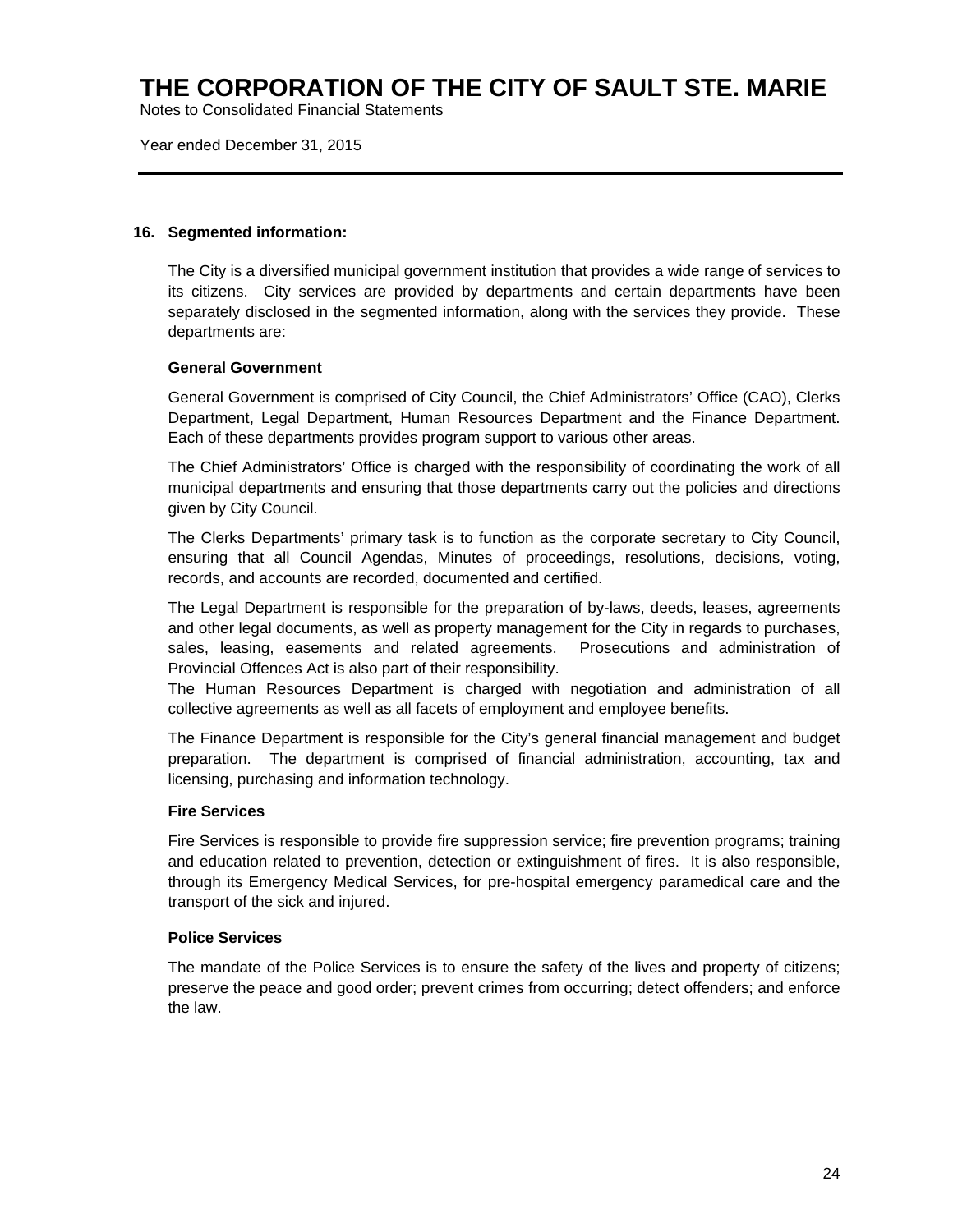## 16. Segmented information:

The City is a diversified municipal government institution that provides a wide range of services to its citizens. City services are provided by departments and certain departments have been separately disclosed in the segmented information, along with the services they provide. These departments are:

**General Government**

General Government is comprised of City Council, the Chief Administrators' Office (CAO), Clerks Department, Legal Department, Human Resources Department and the Finance Department. Each of these departments provides program support to various other areas.

The Chief Administrators' Office is charged with the responsibility of coordinating the work of all municipal departments and ensuring that those departments carry out the policies and directions given by City Council.

The Clerks Departments' primary task is to function as the corporate secretary to City Council, ensuring that all Council Agendas, Minutes of proceedings, resolutions, decisions, voting, records, and accounts are recorded, documented and certified.

The Legal Department is responsible for the preparation of by-laws, deeds, leases, agreements and other legal documents, as well as property management for the City in regards to purchases, sales, leasing, easements and related agreements. Prosecutions and administration of Provincial Offences Act is also part of their responsibility.
The Human Resources Department is charged with negotiation and administration of all collective agreements as well as all facets of employment and employee benefits.

The Finance Department is responsible for the City's general financial management and budget preparation. The department is comprised of financial administration, accounting, tax and licensing, purchasing and information technology.

**Fire Services**

Fire Services is responsible to provide fire suppression service; fire prevention programs; training and education related to prevention, detection or extinguishment of fires. It is also responsible, through its Emergency Medical Services, for pre-hospital emergency paramedical care and the transport of the sick and injured.

**Police Services**

The mandate of the Police Services is to ensure the safety of the lives and property of citizens; preserve the peace and good order; prevent crimes from occurring; detect offenders; and enforce the law.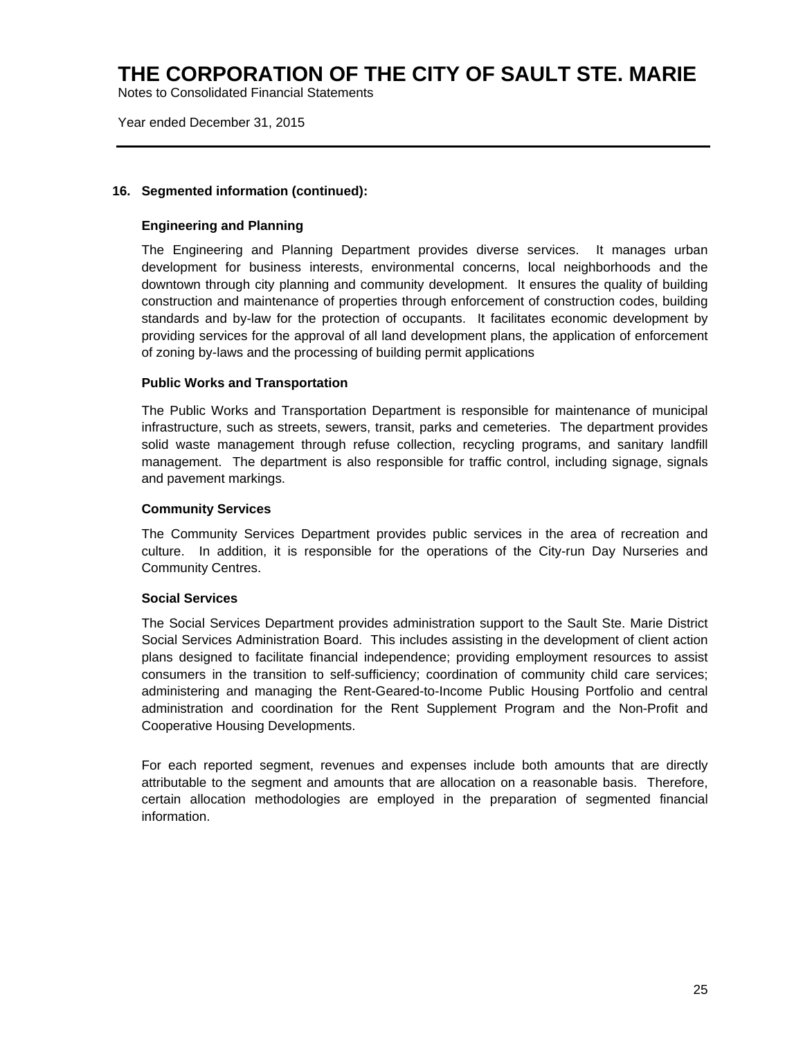## 16. Segmented information (continued):

### Engineering and Planning

The Engineering and Planning Department provides diverse services. It manages urban development for business interests, environmental concerns, local neighborhoods and the downtown through city planning and community development. It ensures the quality of building construction and maintenance of properties through enforcement of construction codes, building standards and by-law for the protection of occupants. It facilitates economic development by providing services for the approval of all land development plans, the application of enforcement of zoning by-laws and the processing of building permit applications

### Public Works and Transportation

The Public Works and Transportation Department is responsible for maintenance of municipal infrastructure, such as streets, sewers, transit, parks and cemeteries. The department provides solid waste management through refuse collection, recycling programs, and sanitary landfill management. The department is also responsible for traffic control, including signage, signals and pavement markings.

### Community Services

The Community Services Department provides public services in the area of recreation and culture. In addition, it is responsible for the operations of the City-run Day Nurseries and Community Centres.

### Social Services

The Social Services Department provides administration support to the Sault Ste. Marie District Social Services Administration Board. This includes assisting in the development of client action plans designed to facilitate financial independence; providing employment resources to assist consumers in the transition to self-sufficiency; coordination of community child care services; administering and managing the Rent-Geared-to-Income Public Housing Portfolio and central administration and coordination for the Rent Supplement Program and the Non-Profit and Cooperative Housing Developments.

For each reported segment, revenues and expenses include both amounts that are directly attributable to the segment and amounts that are allocation on a reasonable basis. Therefore, certain allocation methodologies are employed in the preparation of segmented financial information.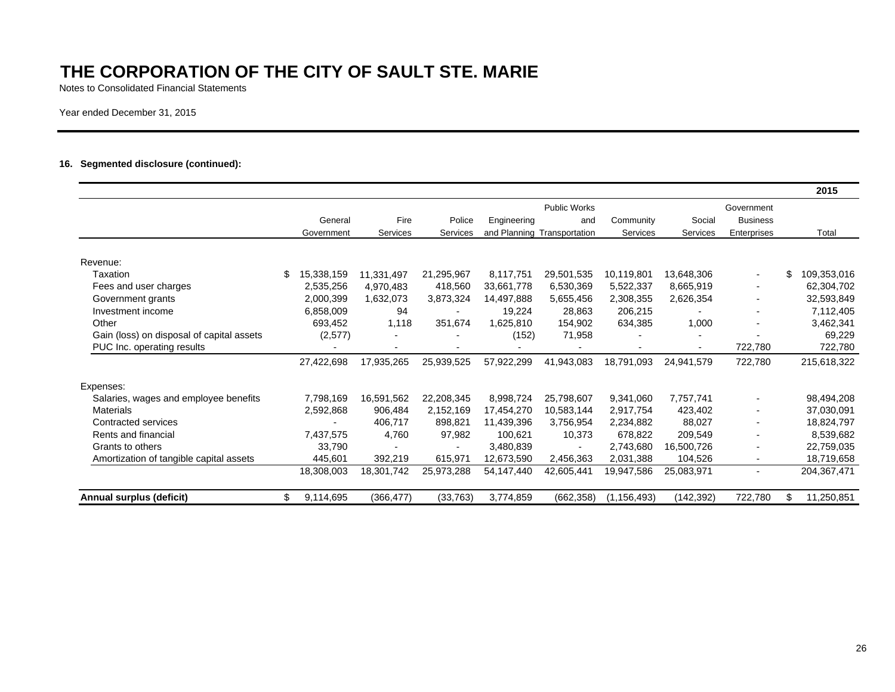# THE CORPORATION OF THE CITY OF SAULT STE. MARIE

Notes to Consolidated Financial Statements

Year ended December 31, 2015

### 16. Segmented disclosure (continued):

| | General Government | Fire Services | Police Services | Engineering and Planning | Public Works and Transportation | Community Services | Social Services | Government Business Enterprises | 2015 Total |
|---|---|---|---|---|---|---|---|---|---|
| Revenue: | | | | | | | | | |
| Taxation | $ 15,338,159 | 11,331,497 | 21,295,967 | 8,117,751 | 29,501,535 | 10,119,801 | 13,648,306 | - | $ 109,353,016 |
| Fees and user charges | 2,535,256 | 4,970,483 | 418,560 | 33,661,778 | 6,530,369 | 5,522,337 | 8,665,919 | - | 62,304,702 |
| Government grants | 2,000,399 | 1,632,073 | 3,873,324 | 14,497,888 | 5,655,456 | 2,308,355 | 2,626,354 | - | 32,593,849 |
| Investment income | 6,858,009 | 94 | - | 19,224 | 28,863 | 206,215 | - | - | 7,112,405 |
| Other | 693,452 | 1,118 | 351,674 | 1,625,810 | 154,902 | 634,385 | 1,000 | - | 3,462,341 |
| Gain (loss) on disposal of capital assets | (2,577) | - | - | (152) | 71,958 | - | - | - | 69,229 |
| PUC Inc. operating results | - | - | - | - | - | - | - | 722,780 | 722,780 |
| | 27,422,698 | 17,935,265 | 25,939,525 | 57,922,299 | 41,943,083 | 18,791,093 | 24,941,579 | 722,780 | 215,618,322 |
| Expenses: | | | | | | | | | |
| Salaries, wages and employee benefits | 7,798,169 | 16,591,562 | 22,208,345 | 8,998,724 | 25,798,607 | 9,341,060 | 7,757,741 | - | 98,494,208 |
| Materials | 2,592,868 | 906,484 | 2,152,169 | 17,454,270 | 10,583,144 | 2,917,754 | 423,402 | - | 37,030,091 |
| Contracted services | - | 406,717 | 898,821 | 11,439,396 | 3,756,954 | 2,234,882 | 88,027 | - | 18,824,797 |
| Rents and financial | 7,437,575 | 4,760 | 97,982 | 100,621 | 10,373 | 678,822 | 209,549 | - | 8,539,682 |
| Grants to others | 33,790 | - | - | 3,480,839 | - | 2,743,680 | 16,500,726 | - | 22,759,035 |
| Amortization of tangible capital assets | 445,601 | 392,219 | 615,971 | 12,673,590 | 2,456,363 | 2,031,388 | 104,526 | - | 18,719,658 |
| | 18,308,003 | 18,301,742 | 25,973,288 | 54,147,440 | 42,605,441 | 19,947,586 | 25,083,971 | - | 204,367,471 |
| **Annual surplus (deficit)** | $ 9,114,695 | (366,477) | (33,763) | 3,774,859 | (662,358) | (1,156,493) | (142,392) | 722,780 | $ 11,250,851 |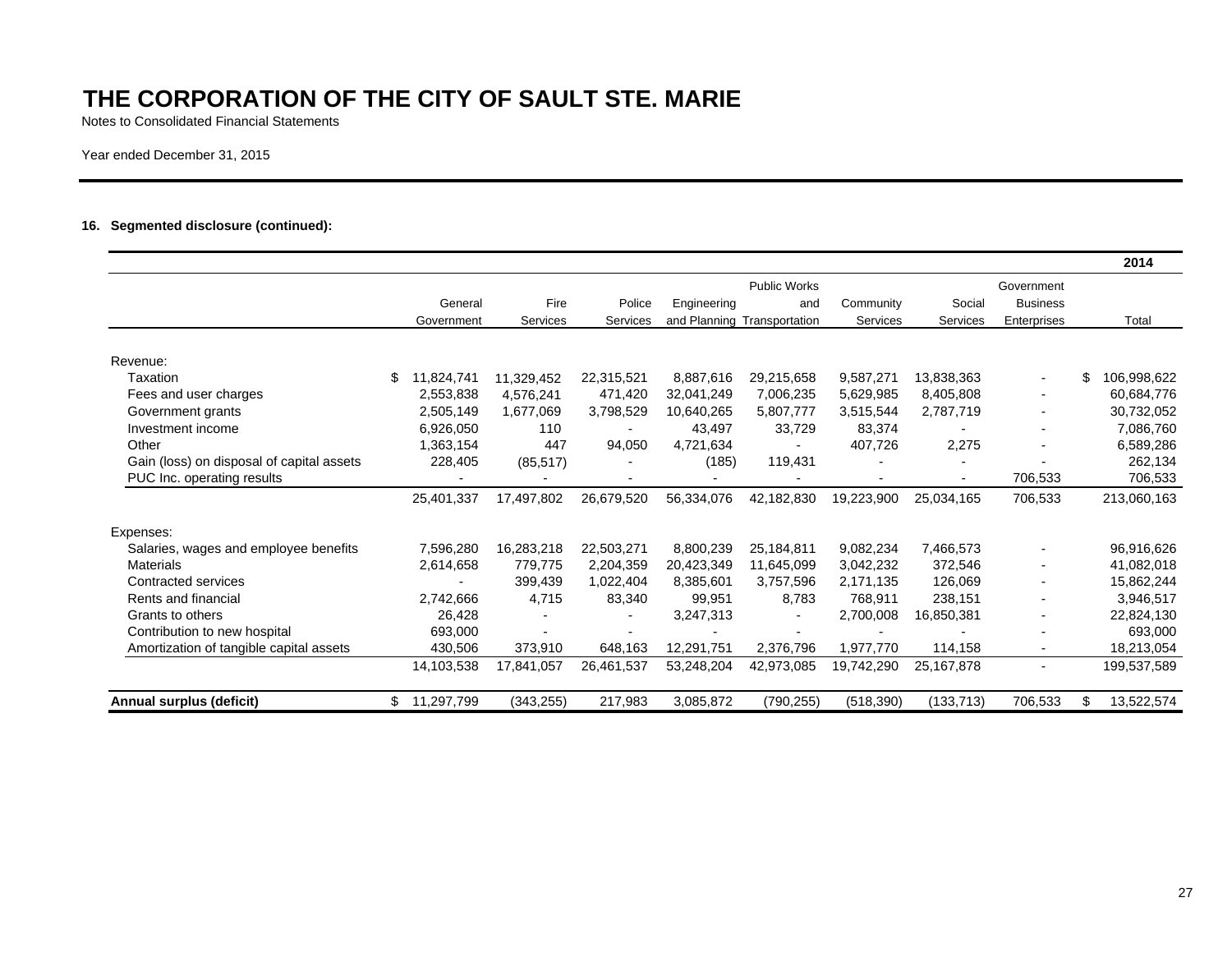# THE CORPORATION OF THE CITY OF SAULT STE. MARIE

Notes to Consolidated Financial Statements

Year ended December 31, 2015

### 16. Segmented disclosure (continued):

| | | | | | | | | | 2014 |
|---|---|---|---|---|---|---|---|---|---|
| | General Government | Fire Services | Police Services | Engineering and Planning | Public Works and Transportation | Community Services | Social Services | Government Business Enterprises | Total |
| Revenue: | | | | | | | | | |
| Taxation | $ 11,824,741 | 11,329,452 | 22,315,521 | 8,887,616 | 29,215,658 | 9,587,271 | 13,838,363 | - | $ 106,998,622 |
| Fees and user charges | 2,553,838 | 4,576,241 | 471,420 | 32,041,249 | 7,006,235 | 5,629,985 | 8,405,808 | - | 60,684,776 |
| Government grants | 2,505,149 | 1,677,069 | 3,798,529 | 10,640,265 | 5,807,777 | 3,515,544 | 2,787,719 | - | 30,732,052 |
| Investment income | 6,926,050 | 110 | - | 43,497 | 33,729 | 83,374 | - | - | 7,086,760 |
| Other | 1,363,154 | 447 | 94,050 | 4,721,634 | - | 407,726 | 2,275 | - | 6,589,286 |
| Gain (loss) on disposal of capital assets | 228,405 | (85,517) | - | (185) | 119,431 | - | - | - | 262,134 |
| PUC Inc. operating results | - | - | - | - | - | - | - | 706,533 | 706,533 |
| | 25,401,337 | 17,497,802 | 26,679,520 | 56,334,076 | 42,182,830 | 19,223,900 | 25,034,165 | 706,533 | 213,060,163 |
| Expenses: | | | | | | | | | |
| Salaries, wages and employee benefits | 7,596,280 | 16,283,218 | 22,503,271 | 8,800,239 | 25,184,811 | 9,082,234 | 7,466,573 | - | 96,916,626 |
| Materials | 2,614,658 | 779,775 | 2,204,359 | 20,423,349 | 11,645,099 | 3,042,232 | 372,546 | - | 41,082,018 |
| Contracted services | - | 399,439 | 1,022,404 | 8,385,601 | 3,757,596 | 2,171,135 | 126,069 | - | 15,862,244 |
| Rents and financial | 2,742,666 | 4,715 | 83,340 | 99,951 | 8,783 | 768,911 | 238,151 | - | 3,946,517 |
| Grants to others | 26,428 | - | - | 3,247,313 | - | 2,700,008 | 16,850,381 | - | 22,824,130 |
| Contribution to new hospital | 693,000 | - | - | - | - | - | - | - | 693,000 |
| Amortization of tangible capital assets | 430,506 | 373,910 | 648,163 | 12,291,751 | 2,376,796 | 1,977,770 | 114,158 | - | 18,213,054 |
| | 14,103,538 | 17,841,057 | 26,461,537 | 53,248,204 | 42,973,085 | 19,742,290 | 25,167,878 | - | 199,537,589 |
| **Annual surplus (deficit)** | $ 11,297,799 | (343,255) | 217,983 | 3,085,872 | (790,255) | (518,390) | (133,713) | 706,533 | $ 13,522,574 |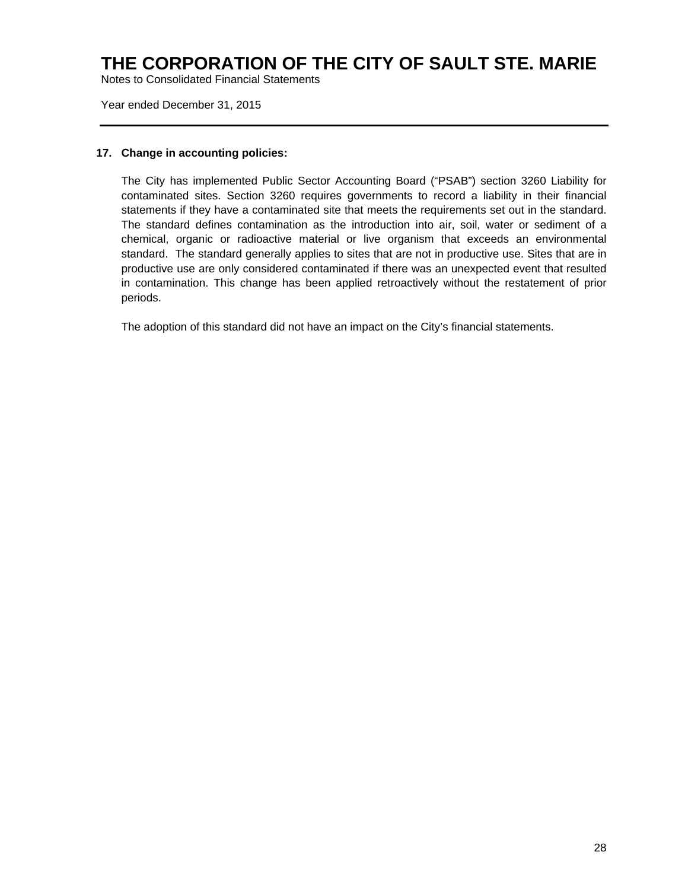## 17. Change in accounting policies:

The City has implemented Public Sector Accounting Board ("PSAB") section 3260 Liability for contaminated sites. Section 3260 requires governments to record a liability in their financial statements if they have a contaminated site that meets the requirements set out in the standard. The standard defines contamination as the introduction into air, soil, water or sediment of a chemical, organic or radioactive material or live organism that exceeds an environmental standard. The standard generally applies to sites that are not in productive use. Sites that are in productive use are only considered contaminated if there was an unexpected event that resulted in contamination. This change has been applied retroactively without the restatement of prior periods.

The adoption of this standard did not have an impact on the City's financial statements.